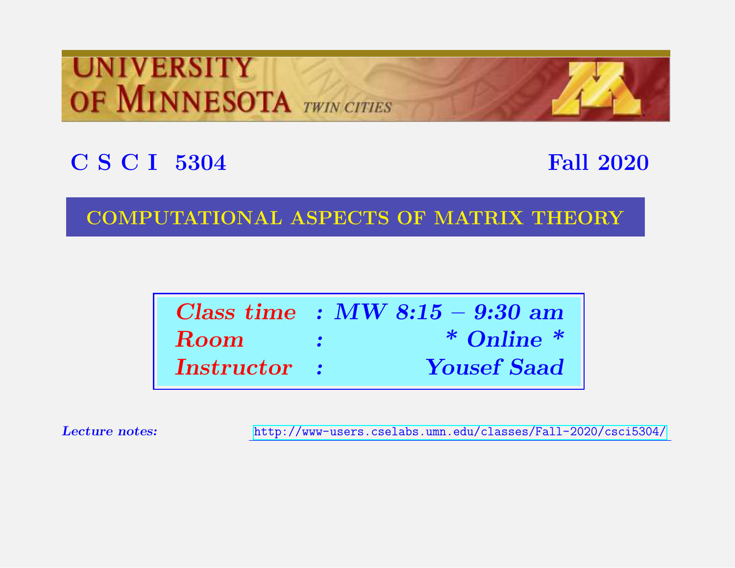UNIVERSITY OF MINNESOTA TWIN CITIES

# C S C I 5304 — Fall 2020

## COMPUTATIONAL ASPECTS OF MATRIX THEORY

| | | |
|---|---|---|
| *Class time* | : | *MW 8:15 – 9:30 am* |
| *Room* | : | *\* Online \** |
| *Instructor* | : | *Yousef Saad* |

***Lecture notes:*** http://www-users.cselabs.umn.edu/classes/Fall-2020/csci5304/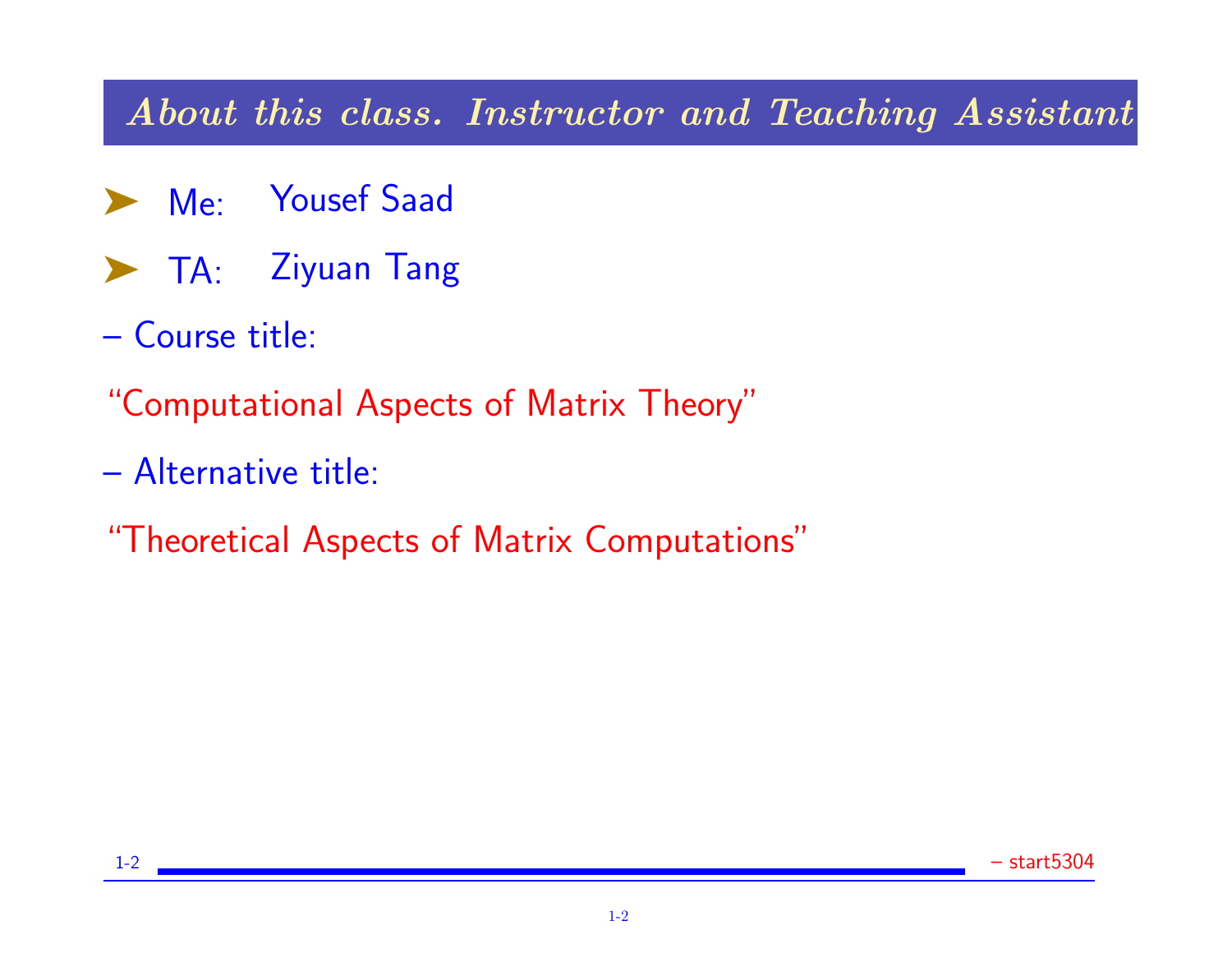## About this class. Instructor and Teaching Assistant

- Me: Yousef Saad
- TA: Ziyuan Tang

– Course title:

"Computational Aspects of Matrix Theory"

– Alternative title:

"Theoretical Aspects of Matrix Computations"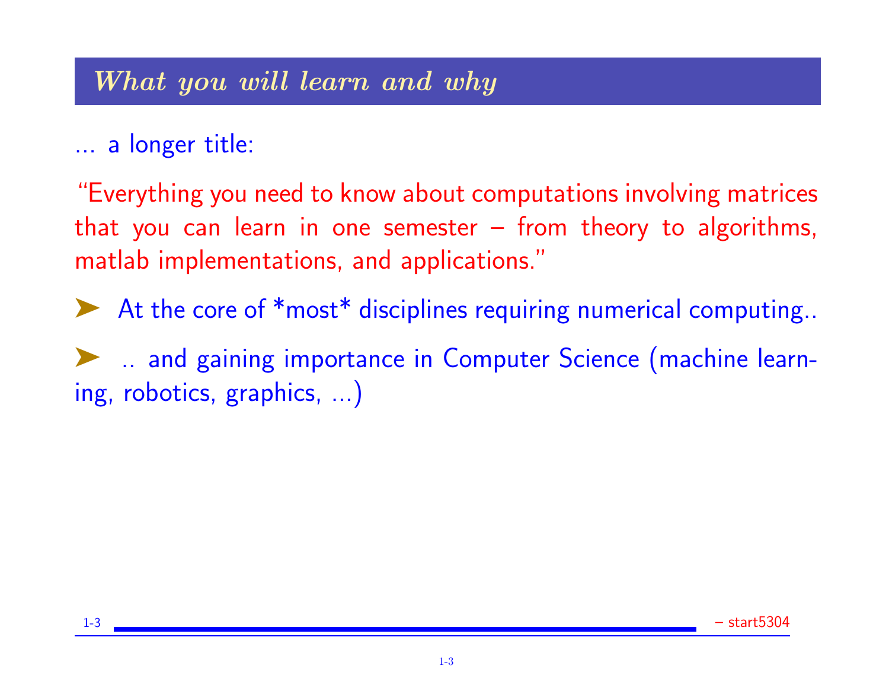## *What you will learn and why*

... a longer title:

"Everything you need to know about computations involving matrices that you can learn in one semester – from theory to algorithms, matlab implementations, and applications."

- At the core of *most* disciplines requiring numerical computing..

- .. and gaining importance in Computer Science (machine learning, robotics, graphics, ...)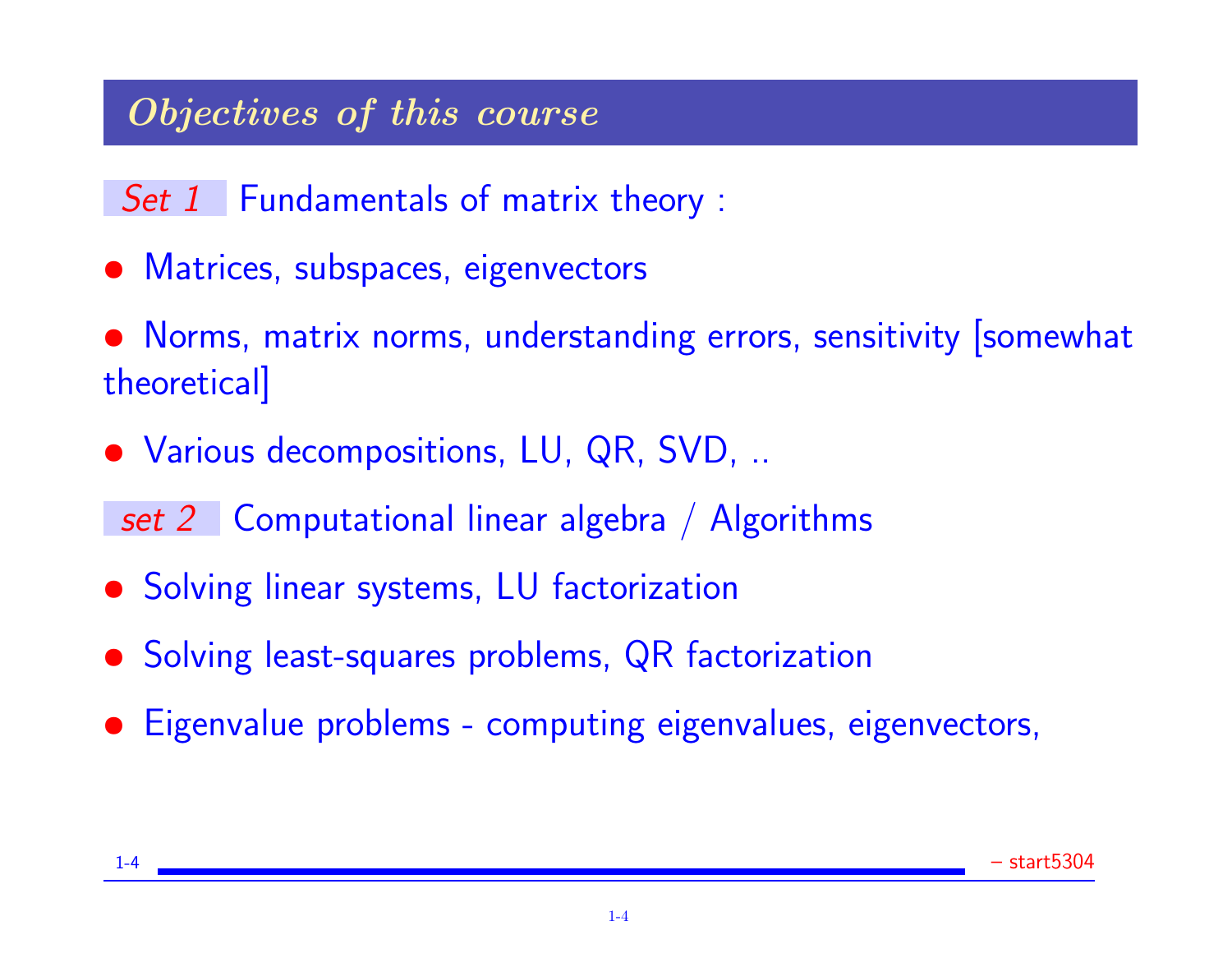## *Objectives of this course*

*Set 1* Fundamentals of matrix theory :

- Matrices, subspaces, eigenvectors
- Norms, matrix norms, understanding errors, sensitivity [somewhat theoretical]
- Various decompositions, LU, QR, SVD, ..

*set 2* Computational linear algebra / Algorithms

- Solving linear systems, LU factorization
- Solving least-squares problems, QR factorization
- Eigenvalue problems - computing eigenvalues, eigenvectors,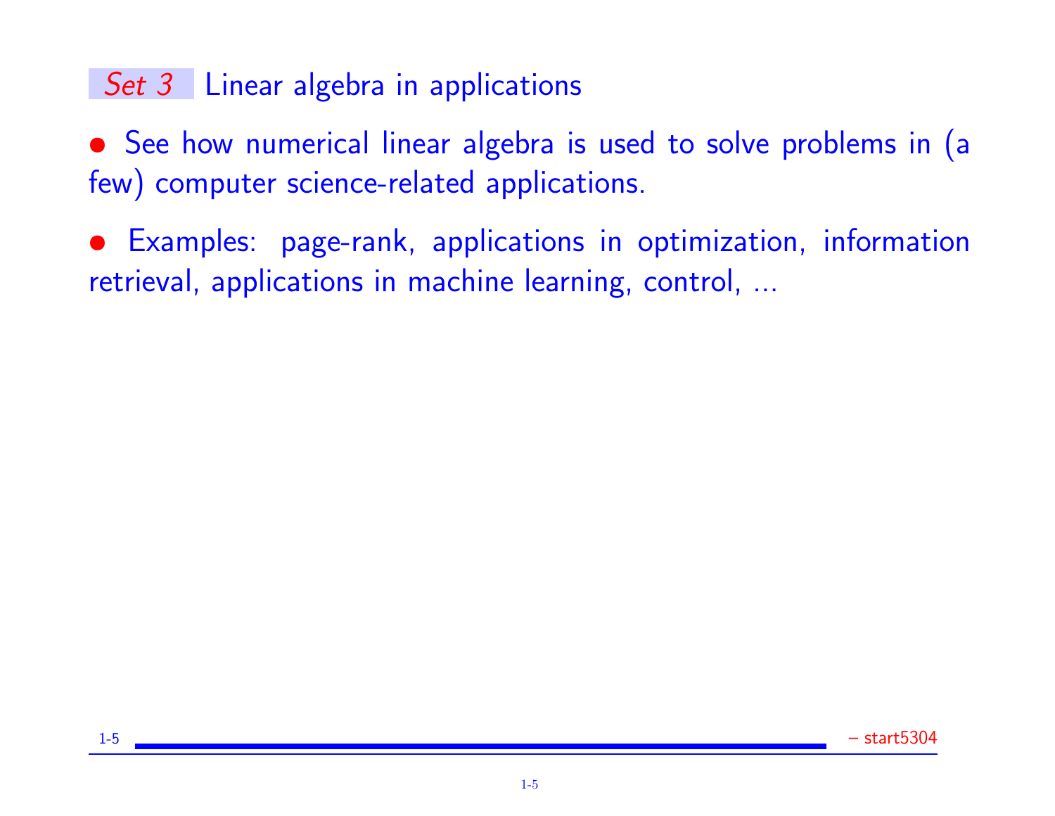## *Set 3* Linear algebra in applications

- See how numerical linear algebra is used to solve problems in (a few) computer science-related applications.
- Examples: page-rank, applications in optimization, information retrieval, applications in machine learning, control, ...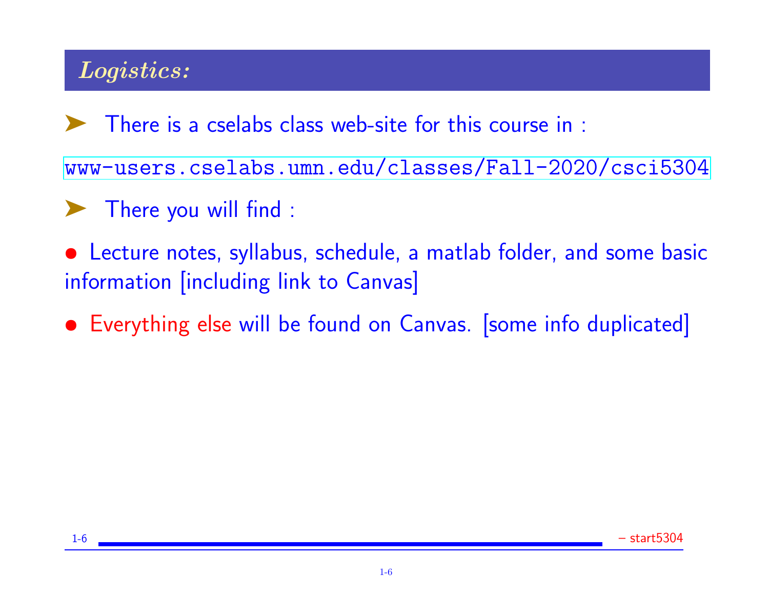## *Logistics:*

- There is a cselabs class web-site for this course in :

www-users.cselabs.umn.edu/classes/Fall-2020/csci5304

- There you will find :

- Lecture notes, syllabus, schedule, a matlab folder, and some basic information [including link to Canvas]
- Everything else will be found on Canvas. [some info duplicated]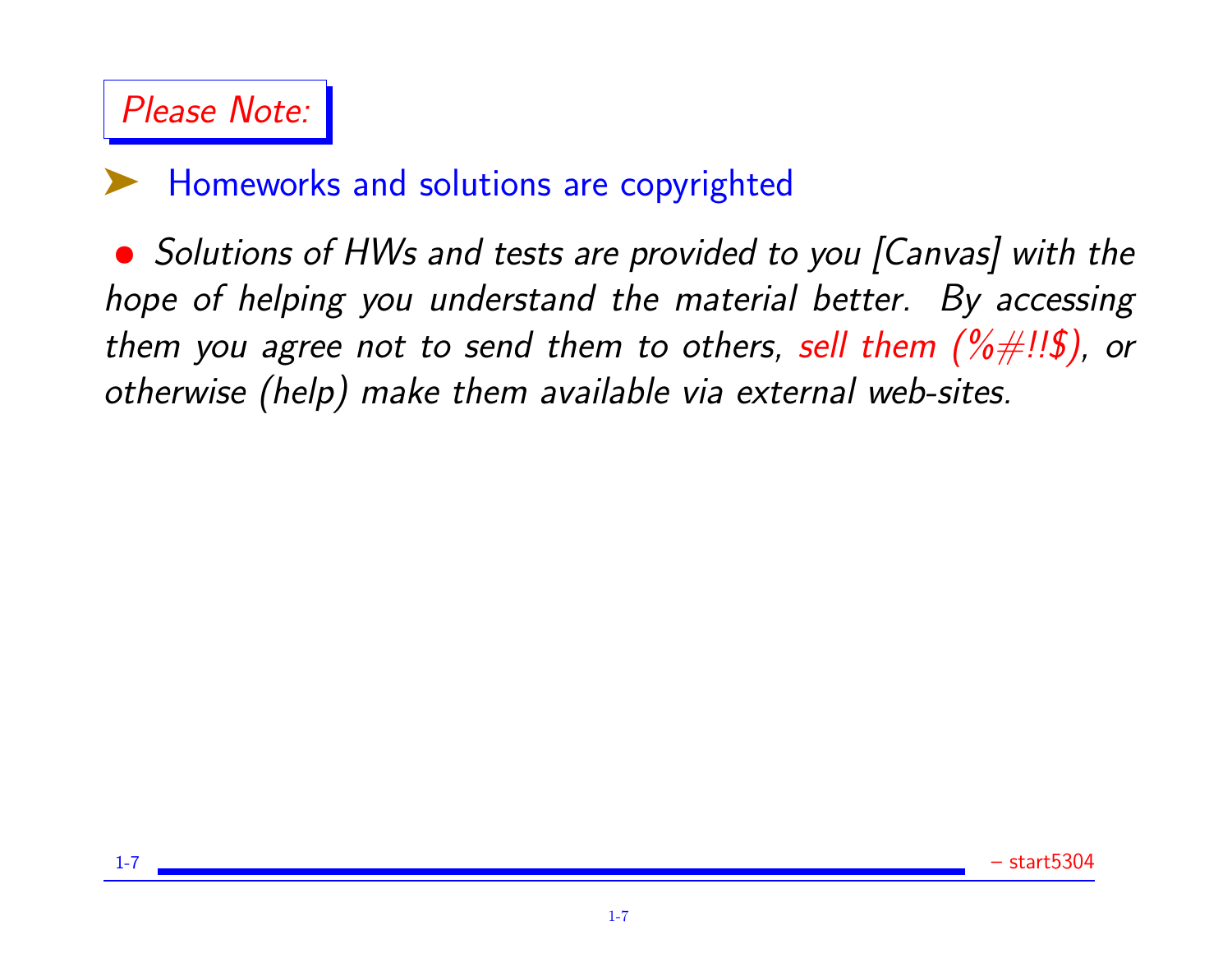## Please Note:

- Homeworks and solutions are copyrighted

- *Solutions of HWs and tests are provided to you [Canvas] with the hope of helping you understand the material better. By accessing them you agree not to send them to others, sell them (%#!!$), or otherwise (help) make them available via external web-sites.*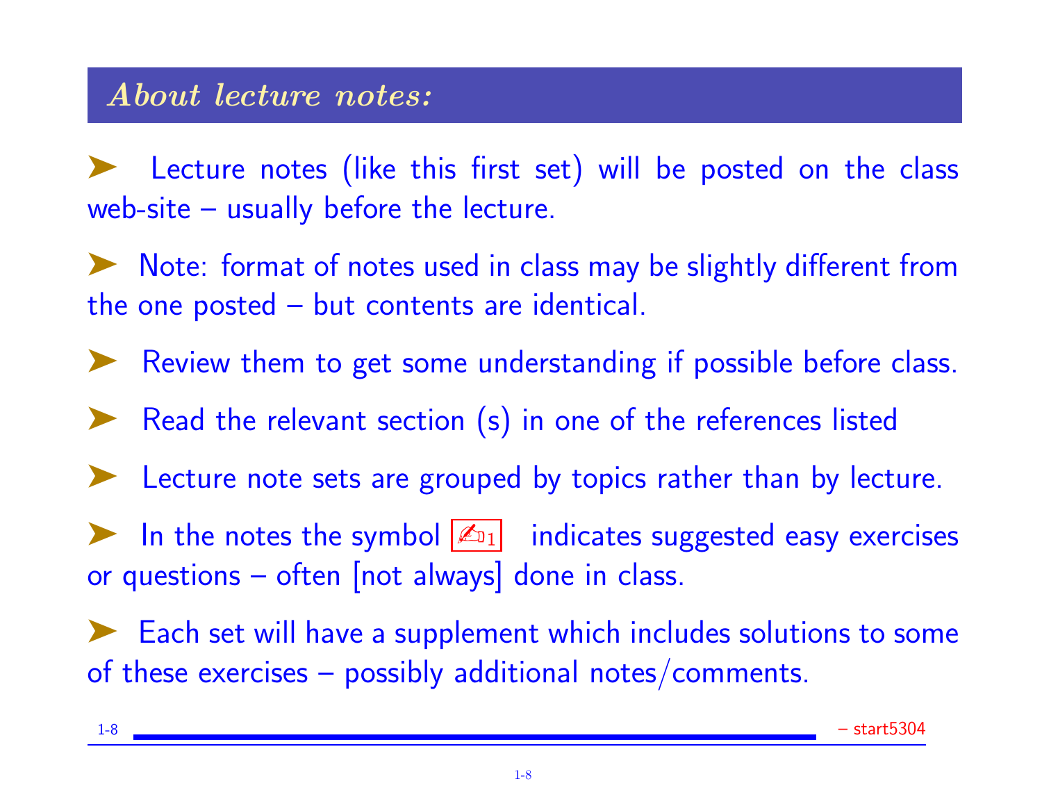## About lecture notes:

- Lecture notes (like this first set) will be posted on the class web-site – usually before the lecture.
- Note: format of notes used in class may be slightly different from the one posted – but contents are identical.
- Review them to get some understanding if possible before class.
- Read the relevant section (s) in one of the references listed
- Lecture note sets are grouped by topics rather than by lecture.
- In the notes the symbol ✍1 indicates suggested easy exercises or questions – often [not always] done in class.
- Each set will have a supplement which includes solutions to some of these exercises – possibly additional notes/comments.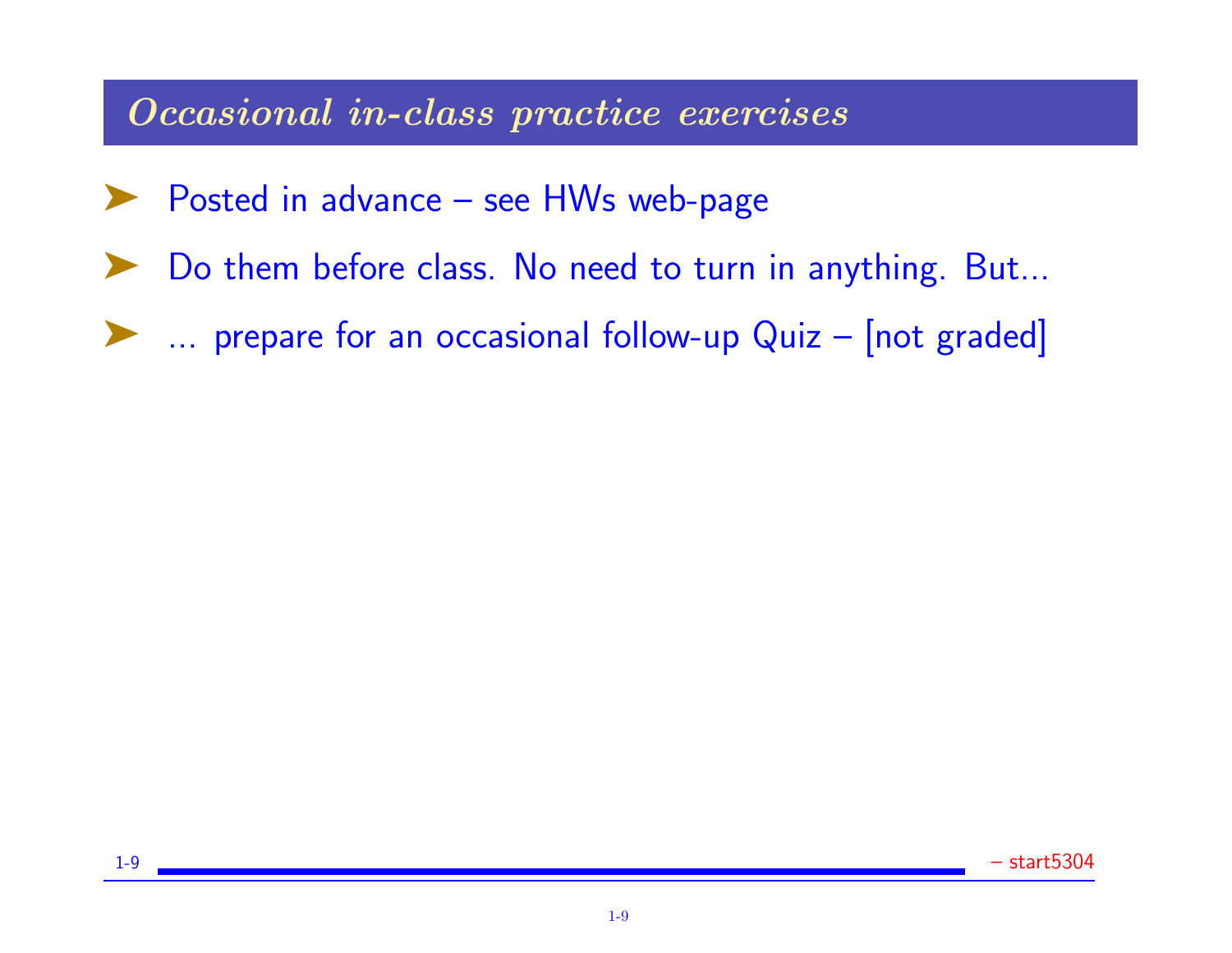## *Occasional in-class practice exercises*

- Posted in advance – see HWs web-page
- Do them before class. No need to turn in anything. But...
- ... prepare for an occasional follow-up Quiz – [not graded]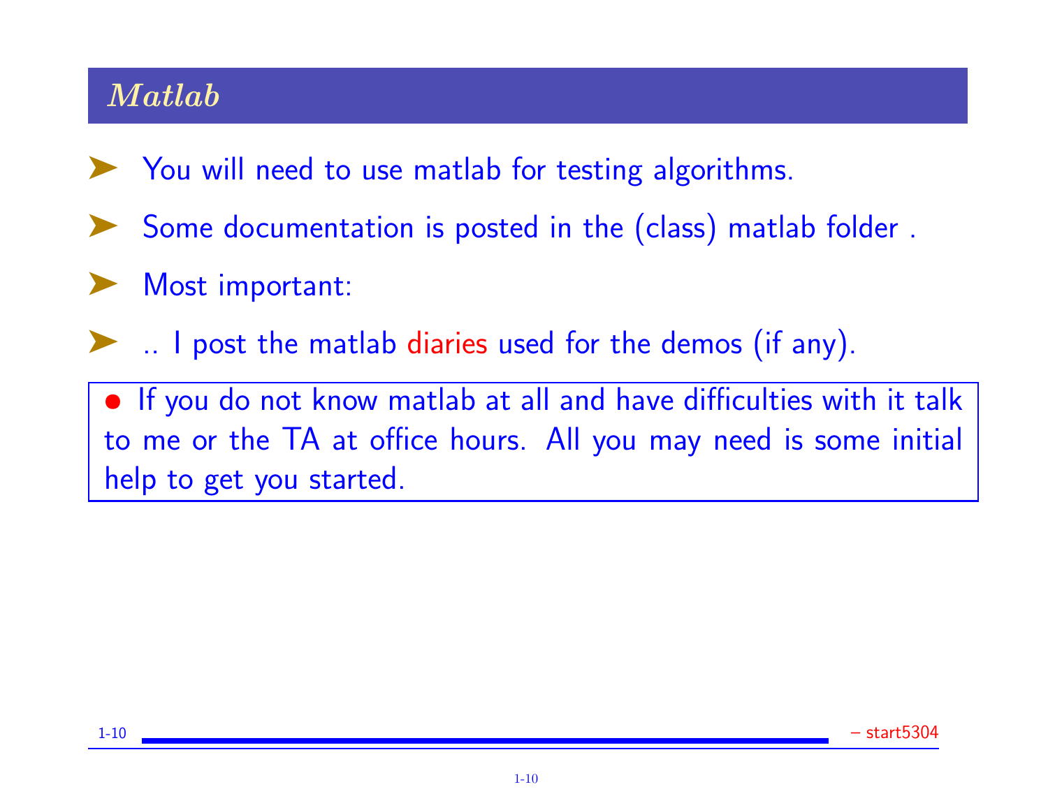## *Matlab*

- You will need to use matlab for testing algorithms.
- Some documentation is posted in the (class) matlab folder .
- Most important:
- .. I post the matlab diaries used for the demos (if any).

> • If you do not know matlab at all and have difficulties with it talk to me or the TA at office hours. All you may need is some initial help to get you started.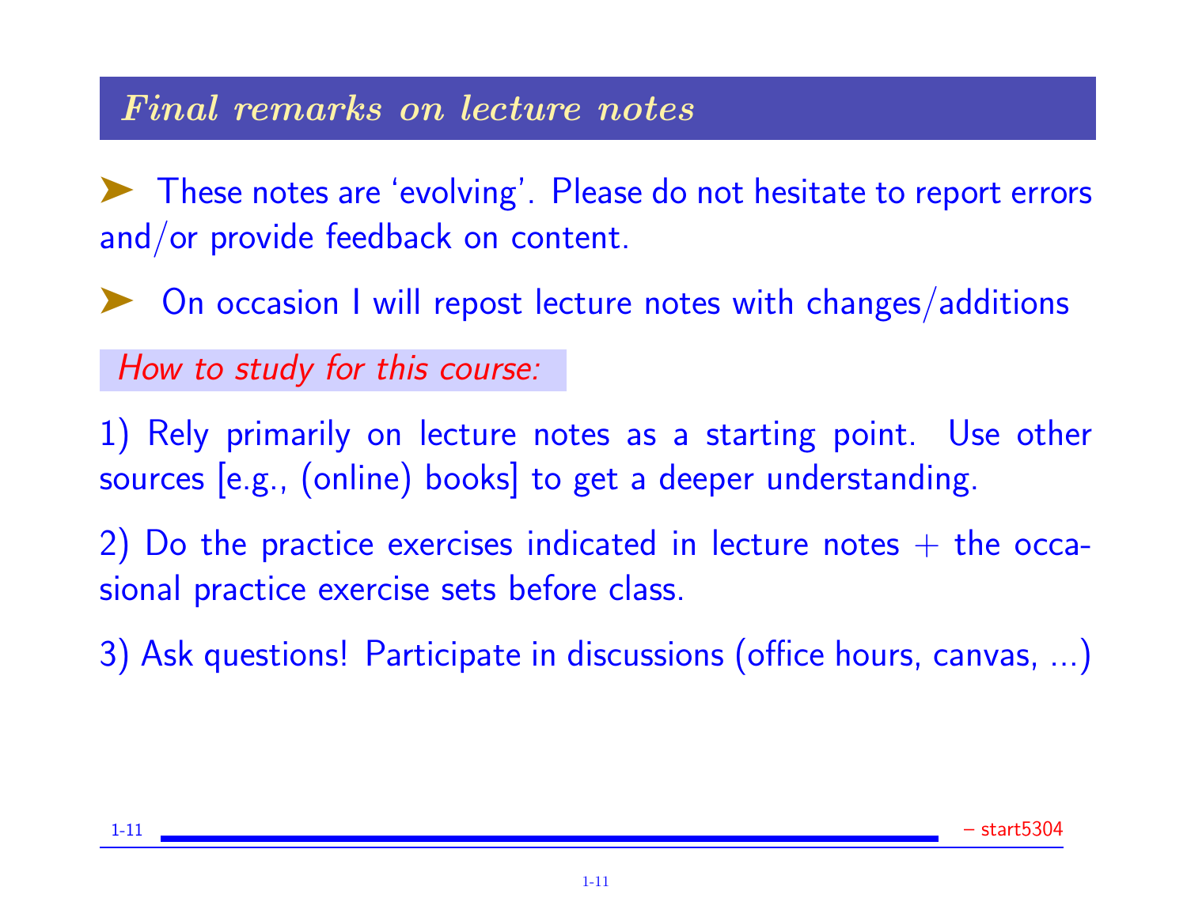## *Final remarks on lecture notes*

- These notes are 'evolving'. Please do not hesitate to report errors and/or provide feedback on content.
- On occasion I will repost lecture notes with changes/additions

*How to study for this course:*

1) Rely primarily on lecture notes as a starting point. Use other sources [e.g., (online) books] to get a deeper understanding.

2) Do the practice exercises indicated in lecture notes + the occasional practice exercise sets before class.

3) Ask questions! Participate in discussions (office hours, canvas, ...)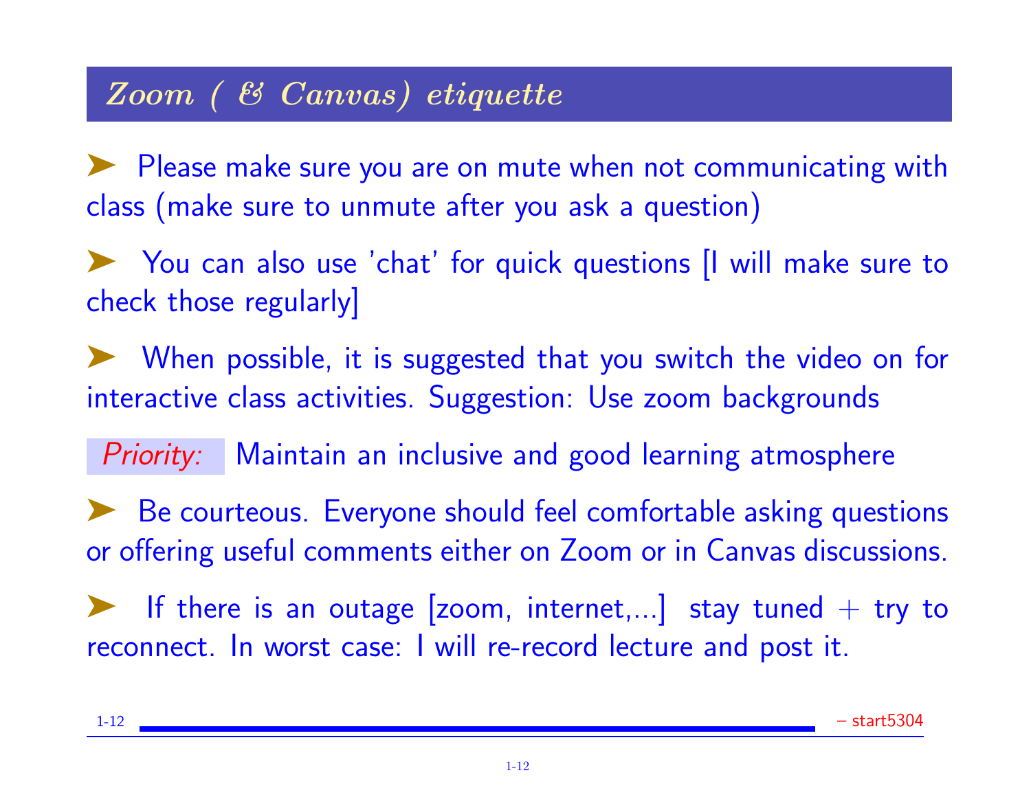## *Zoom ( & Canvas) etiquette*

- Please make sure you are on mute when not communicating with class (make sure to unmute after you ask a question)

- You can also use 'chat' for quick questions [I will make sure to check those regularly]

- When possible, it is suggested that you switch the video on for interactive class activities. Suggestion: Use zoom backgrounds

*Priority:* Maintain an inclusive and good learning atmosphere

- Be courteous. Everyone should feel comfortable asking questions or offering useful comments either on Zoom or in Canvas discussions.

- If there is an outage [zoom, internet,...] stay tuned + try to reconnect. In worst case: I will re-record lecture and post it.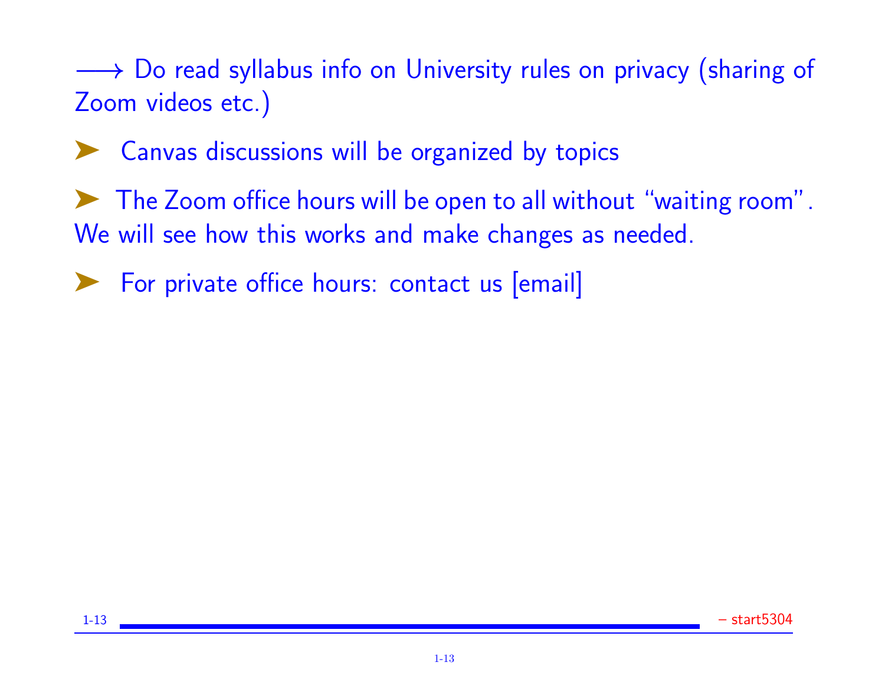⟶ Do read syllabus info on University rules on privacy (sharing of Zoom videos etc.)

- Canvas discussions will be organized by topics

- The Zoom office hours will be open to all without "waiting room". We will see how this works and make changes as needed.

- For private office hours: contact us [email]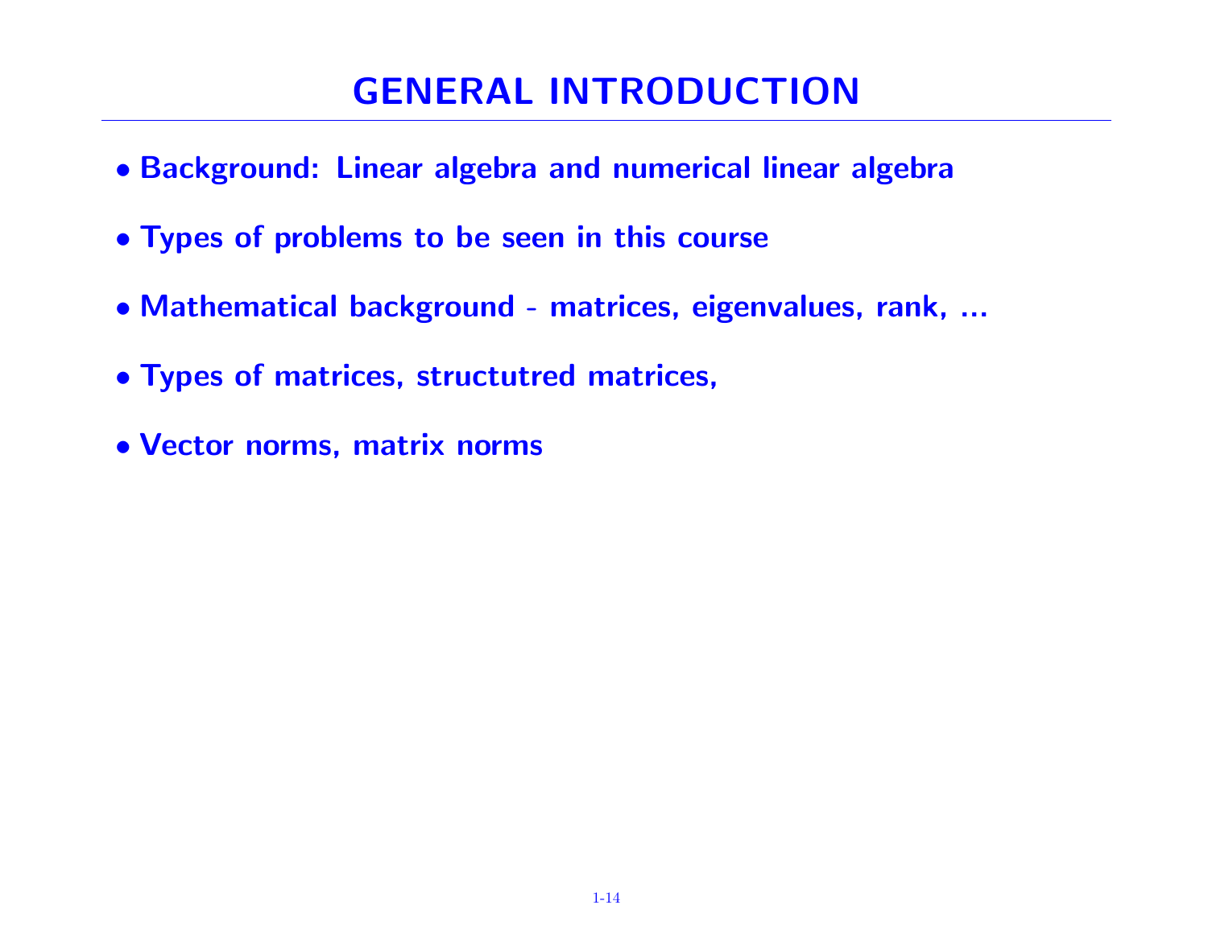# GENERAL INTRODUCTION

- **Background: Linear algebra and numerical linear algebra**
- **Types of problems to be seen in this course**
- **Mathematical background - matrices, eigenvalues, rank, ...**
- **Types of matrices, structutred matrices,**
- **Vector norms, matrix norms**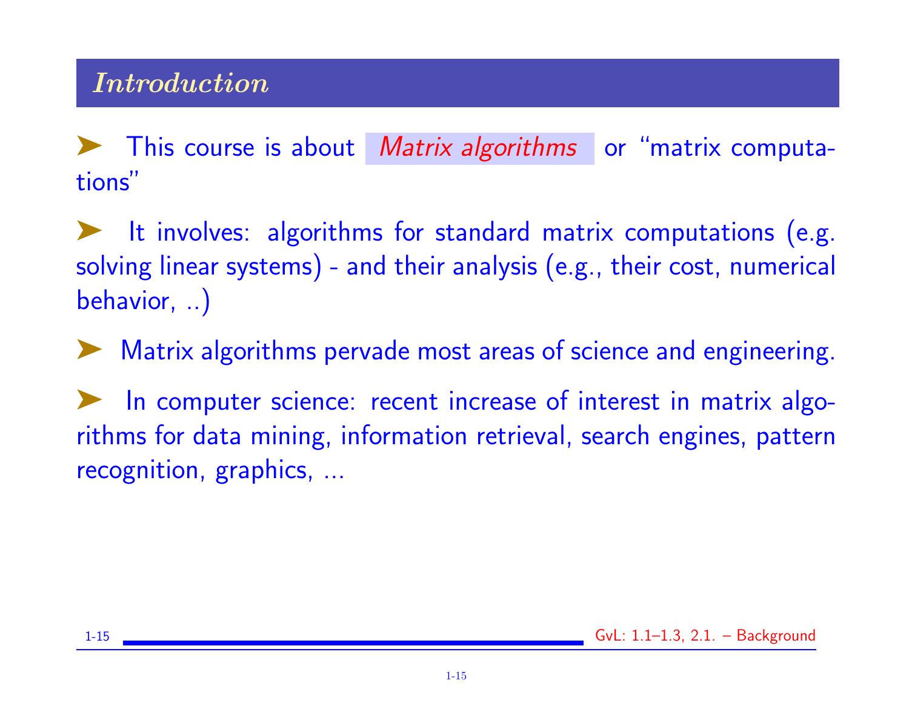## Introduction

- This course is about *Matrix algorithms* or "matrix computations"
- It involves: algorithms for standard matrix computations (e.g. solving linear systems) - and their analysis (e.g., their cost, numerical behavior, ..)
- Matrix algorithms pervade most areas of science and engineering.
- In computer science: recent increase of interest in matrix algorithms for data mining, information retrieval, search engines, pattern recognition, graphics, ...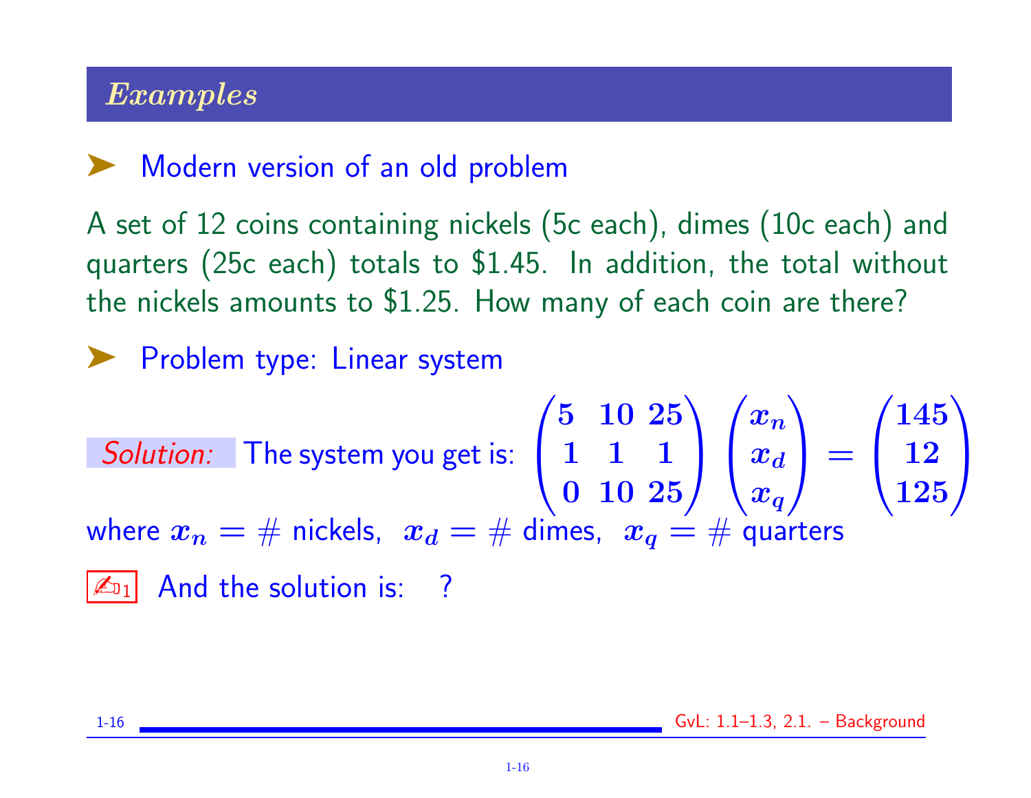## *Examples*

- Modern version of an old problem

A set of 12 coins containing nickels (5c each), dimes (10c each) and quarters (25c each) totals to \$1.45. In addition, the total without the nickels amounts to \$1.25. How many of each coin are there?

- Problem type: Linear system

*Solution:* The system you get is: $\begin{pmatrix} 5 & 10 & 25 \\ 1 & 1 & 1 \\ 0 & 10 & 25 \end{pmatrix} \begin{pmatrix} x_n \\ x_d \\ x_q \end{pmatrix} = \begin{pmatrix} 145 \\ 12 \\ 125 \end{pmatrix}$

where $x_n = \#$ nickels, $x_d = \#$ dimes, $x_q = \#$ quarters

✍1 And the solution is: ?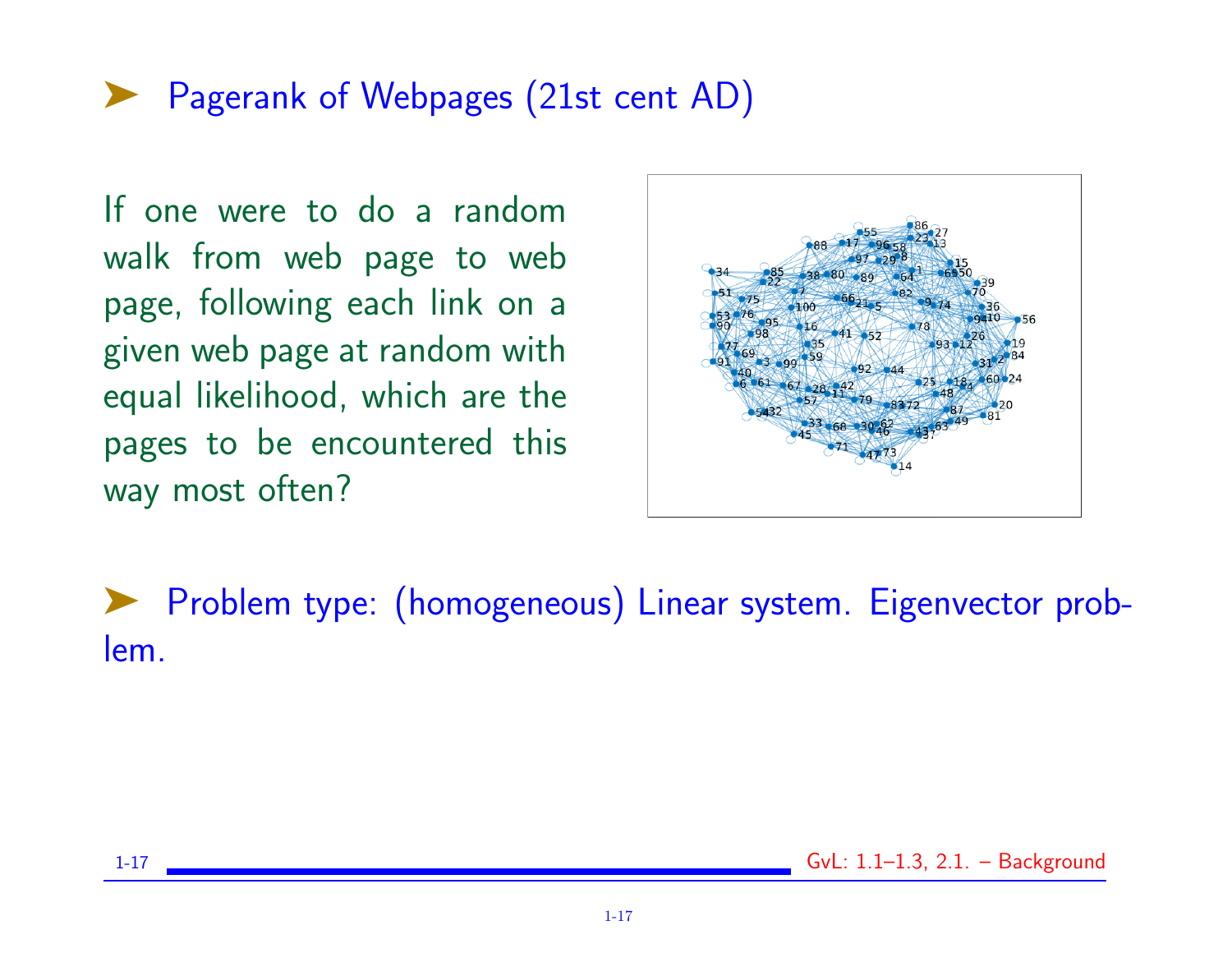## ➤ Pagerank of Webpages (21st cent AD)

If one were to do a random walk from web page to web page, following each link on a given web page at random with equal likelihood, which are the pages to be encountered this way most often?

➤ Problem type: (homogeneous) Linear system. Eigenvector problem.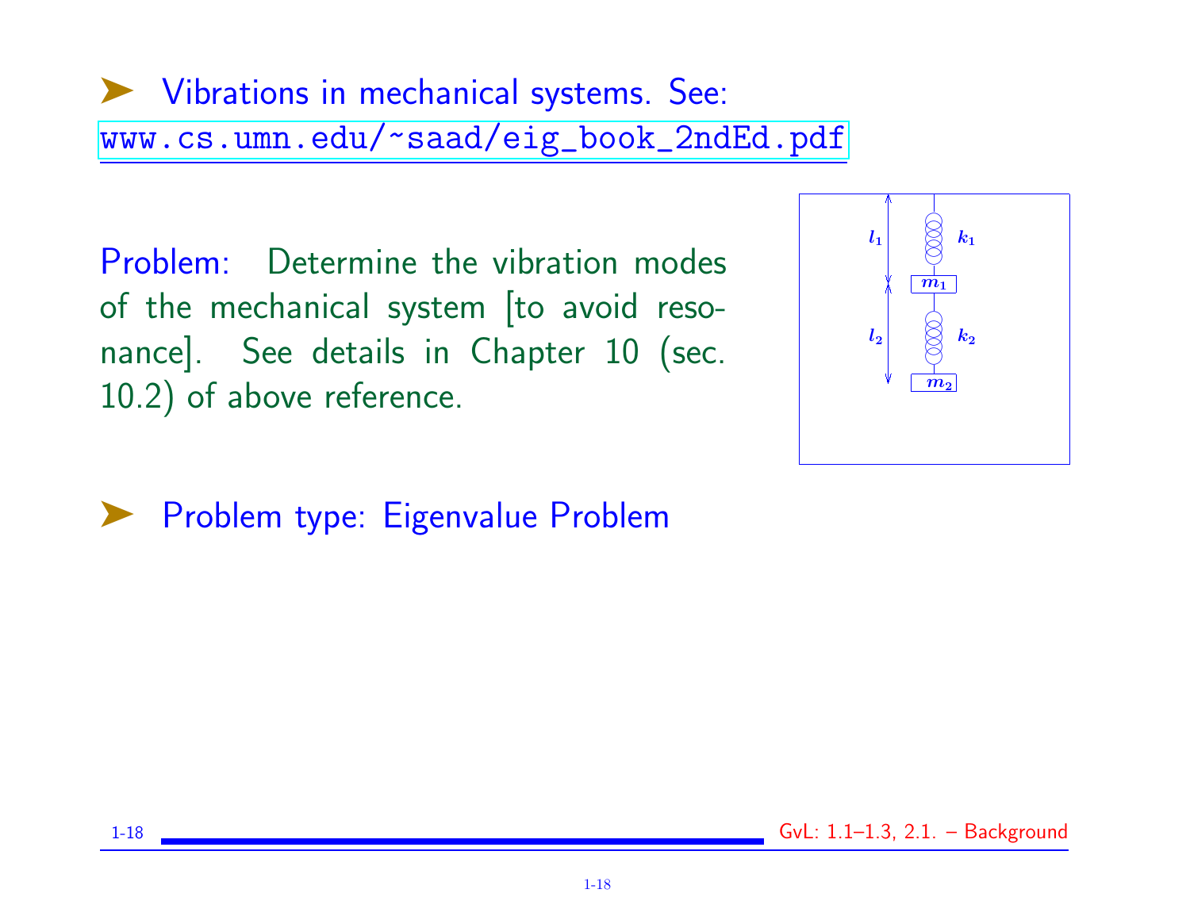- Vibrations in mechanical systems. See: www.cs.umn.edu/~saad/eig_book_2ndEd.pdf

Problem: Determine the vibration modes of the mechanical system [to avoid resonance]. See details in Chapter 10 (sec. 10.2) of above reference.

- Problem type: Eigenvalue Problem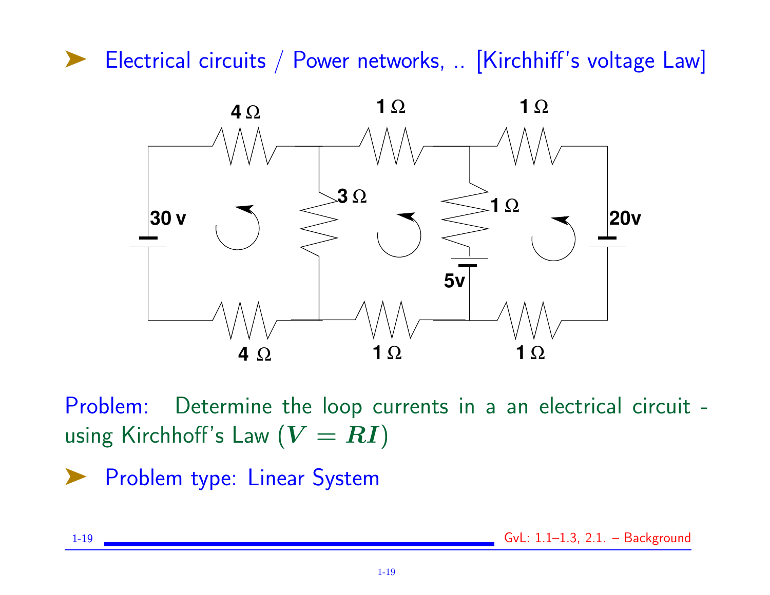## Electrical circuits / Power networks, .. [Kirchhiff's voltage Law]

Problem: Determine the loop currents in a an electrical circuit - using Kirchhoff's Law ($V = RI$)

## Problem type: Linear System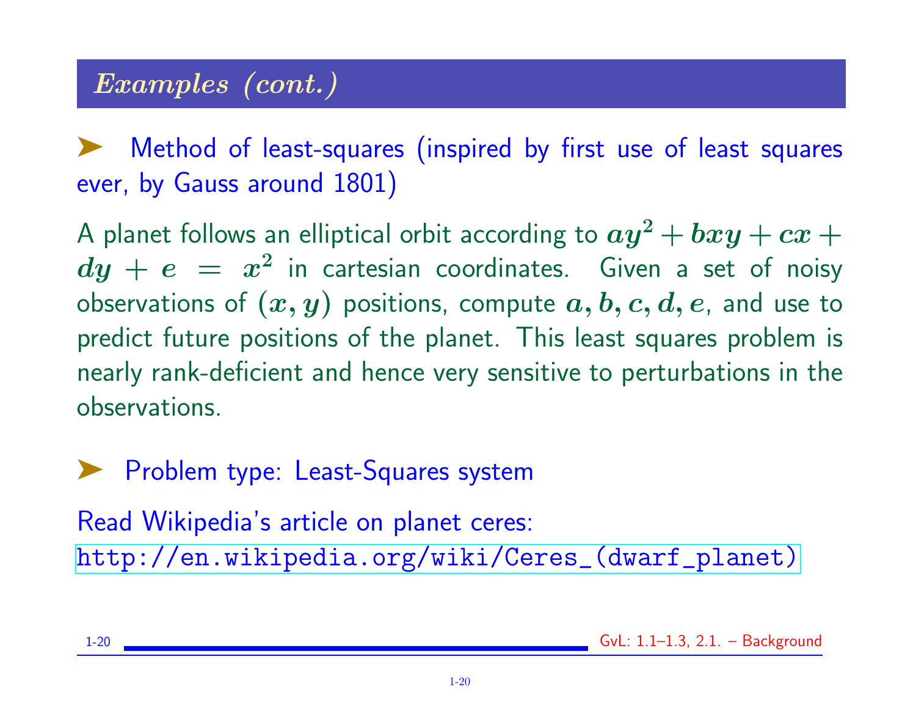## *Examples (cont.)*

➤ Method of least-squares (inspired by first use of least squares ever, by Gauss around 1801)

A planet follows an elliptical orbit according to $ay^2 + bxy + cx + dy + e = x^2$ in cartesian coordinates. Given a set of noisy observations of $(x, y)$ positions, compute $a, b, c, d, e$, and use to predict future positions of the planet. This least squares problem is nearly rank-deficient and hence very sensitive to perturbations in the observations.

➤ Problem type: Least-Squares system

Read Wikipedia's article on planet ceres:
http://en.wikipedia.org/wiki/Ceres_(dwarf_planet)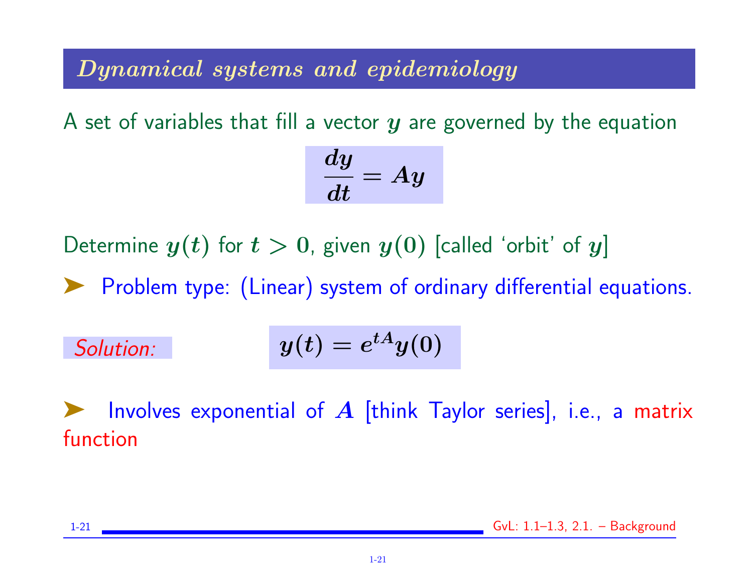## *Dynamical systems and epidemiology*

A set of variables that fill a vector $y$ are governed by the equation

$$\frac{dy}{dt} = Ay$$

Determine $y(t)$ for $t > 0$, given $y(0)$ [called 'orbit' of $y$]

➤ Problem type: (Linear) system of ordinary differential equations.

*Solution:*

$$y(t) = e^{tA} y(0)$$

➤ Involves exponential of $A$ [think Taylor series], i.e., a matrix function

GvL: 1.1–1.3, 2.1. – Background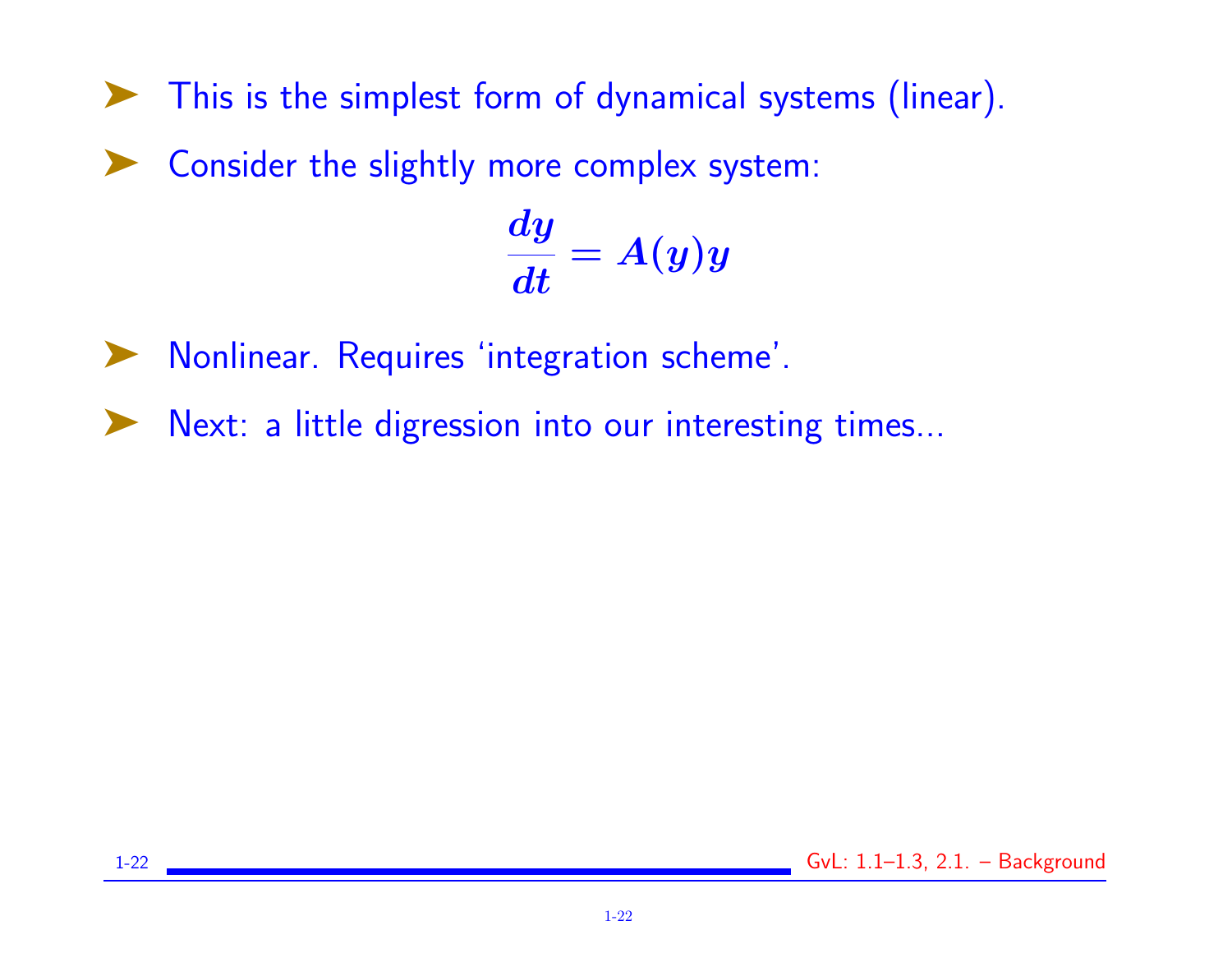- This is the simplest form of dynamical systems (linear).
- Consider the slightly more complex system:

$$\frac{dy}{dt} = A(y)y$$

- Nonlinear. Requires 'integration scheme'.
- Next: a little digression into our interesting times...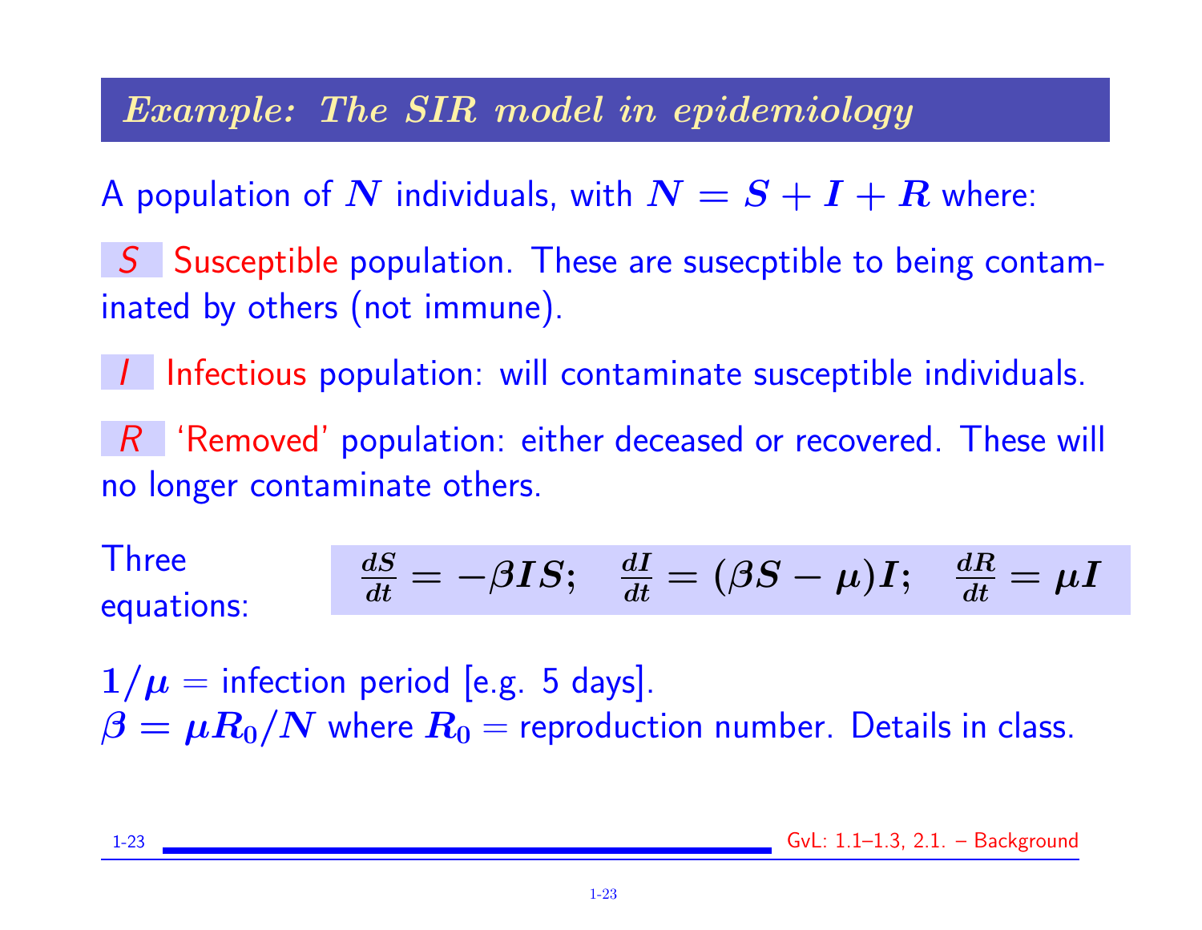## *Example: The SIR model in epidemiology*

A population of $N$ individuals, with $N = S + I + R$ where:

*S* Susceptible population. These are susecptible to being contaminated by others (not immune).

*I* Infectious population: will contaminate susceptible individuals.

*R* 'Removed' population: either deceased or recovered. These will no longer contaminate others.

Three equations:

$$\frac{dS}{dt} = -\beta IS; \quad \frac{dI}{dt} = (\beta S - \mu)I; \quad \frac{dR}{dt} = \mu I$$

$1/\mu$ = infection period [e.g. 5 days].
$\beta = \mu R_0/N$ where $R_0$ = reproduction number. Details in class.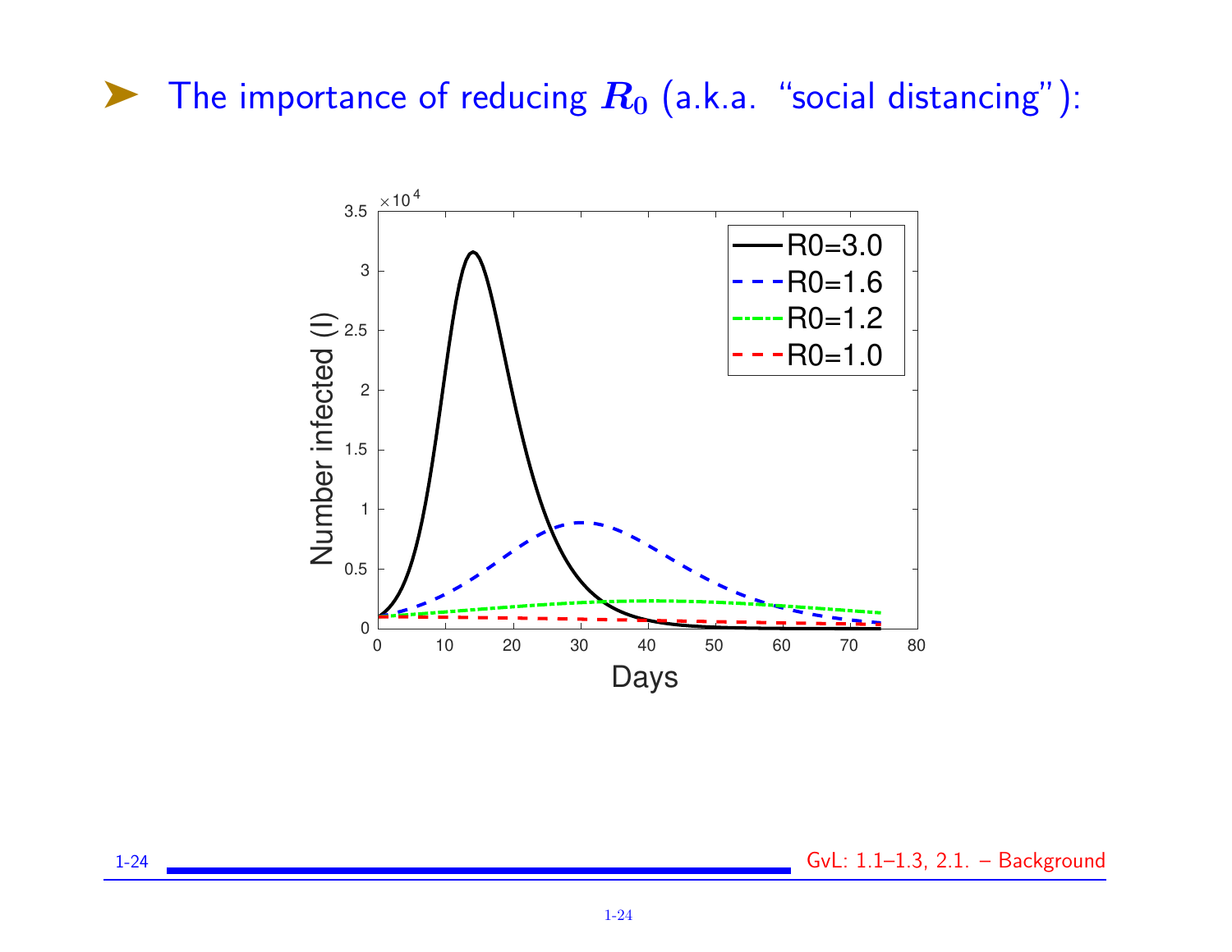- The importance of reducing $R_0$ (a.k.a. "social distancing"):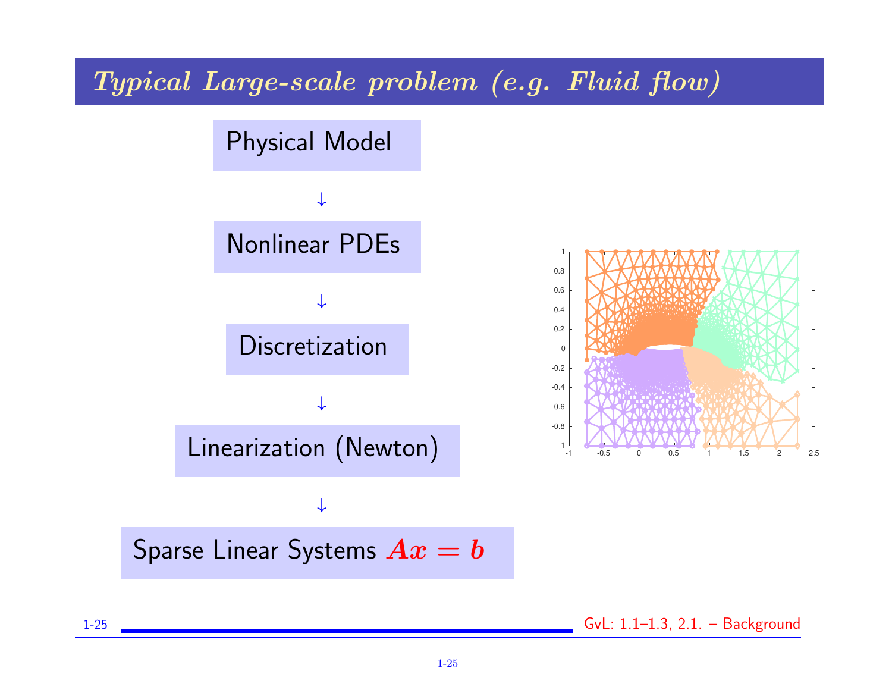# *Typical Large-scale problem (e.g. Fluid flow)*

Physical Model

↓

Nonlinear PDEs

↓

Discretization

↓

Linearization (Newton)

↓

Sparse Linear Systems $Ax = b$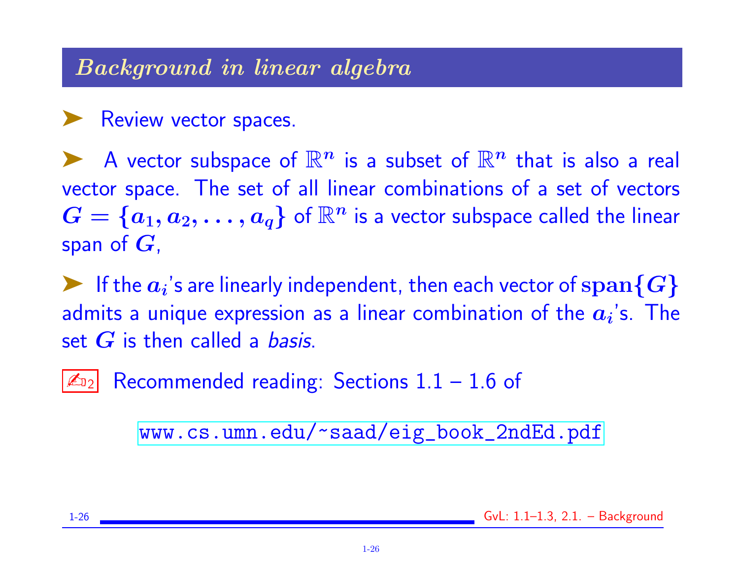## *Background in linear algebra*

- Review vector spaces.

- A vector subspace of $\mathbb{R}^n$ is a subset of $\mathbb{R}^n$ that is also a real vector space. The set of all linear combinations of a set of vectors $G = \{a_1, a_2, \ldots, a_q\}$ of $\mathbb{R}^n$ is a vector subspace called the linear span of $G$,

- If the $a_i$'s are linearly independent, then each vector of $\mathbf{span}\{G\}$ admits a unique expression as a linear combination of the $a_i$'s. The set $G$ is then called a *basis*.

✍ 2 Recommended reading: Sections 1.1 – 1.6 of

www.cs.umn.edu/~saad/eig_book_2ndEd.pdf

GvL: 1.1–1.3, 2.1. – Background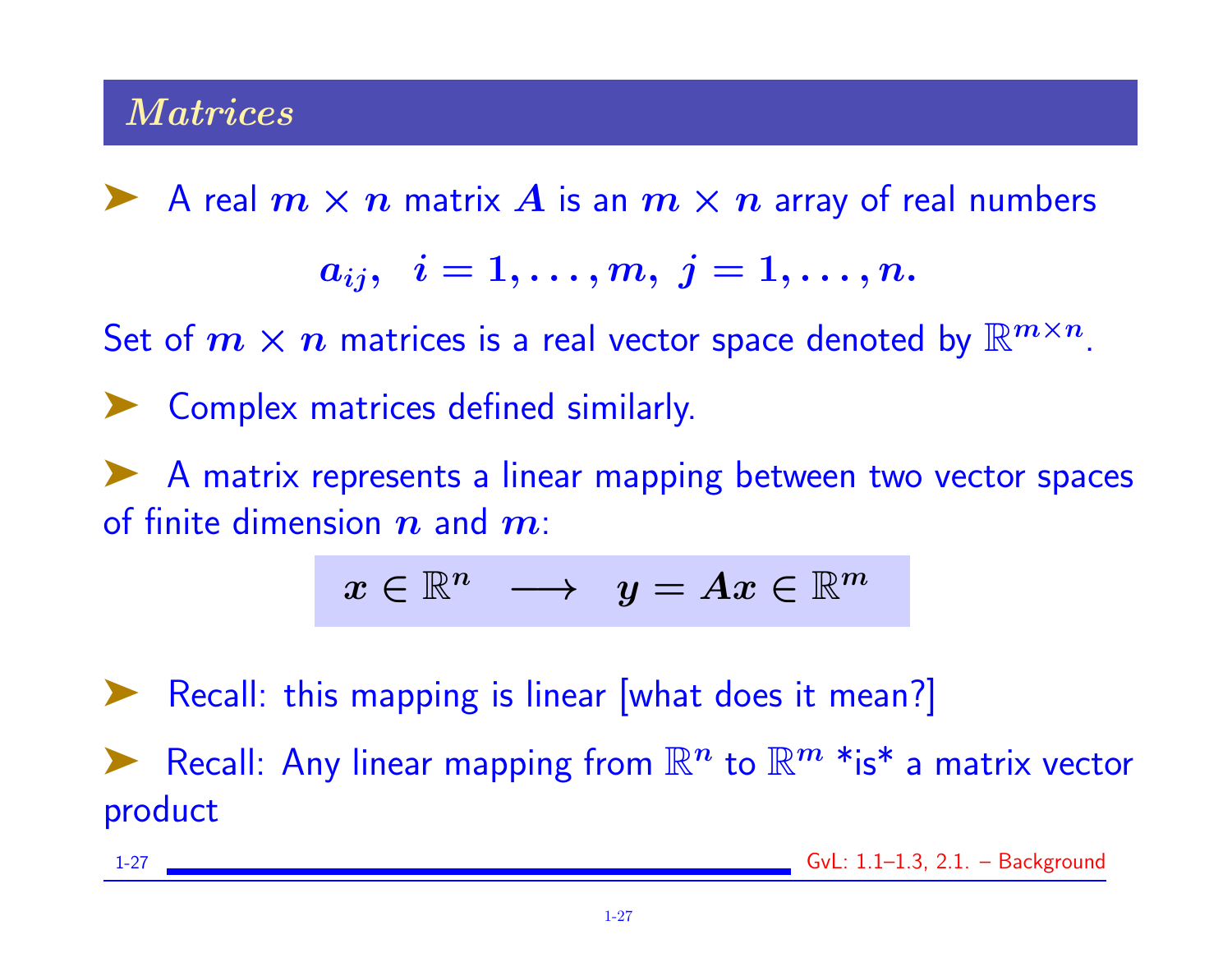## *Matrices*

- A real $m \times n$ matrix $A$ is an $m \times n$ array of real numbers

$$a_{ij}, \;\; i = 1, \ldots, m, \; j = 1, \ldots, n.$$

Set of $m \times n$ matrices is a real vector space denoted by $\mathbb{R}^{m \times n}$.

- Complex matrices defined similarly.

- A matrix represents a linear mapping between two vector spaces of finite dimension $n$ and $m$:

$$x \in \mathbb{R}^n \quad \longrightarrow \quad y = Ax \in \mathbb{R}^m$$

- Recall: this mapping is linear [what does it mean?]

- Recall: Any linear mapping from $\mathbb{R}^n$ to $\mathbb{R}^m$ *is* a matrix vector product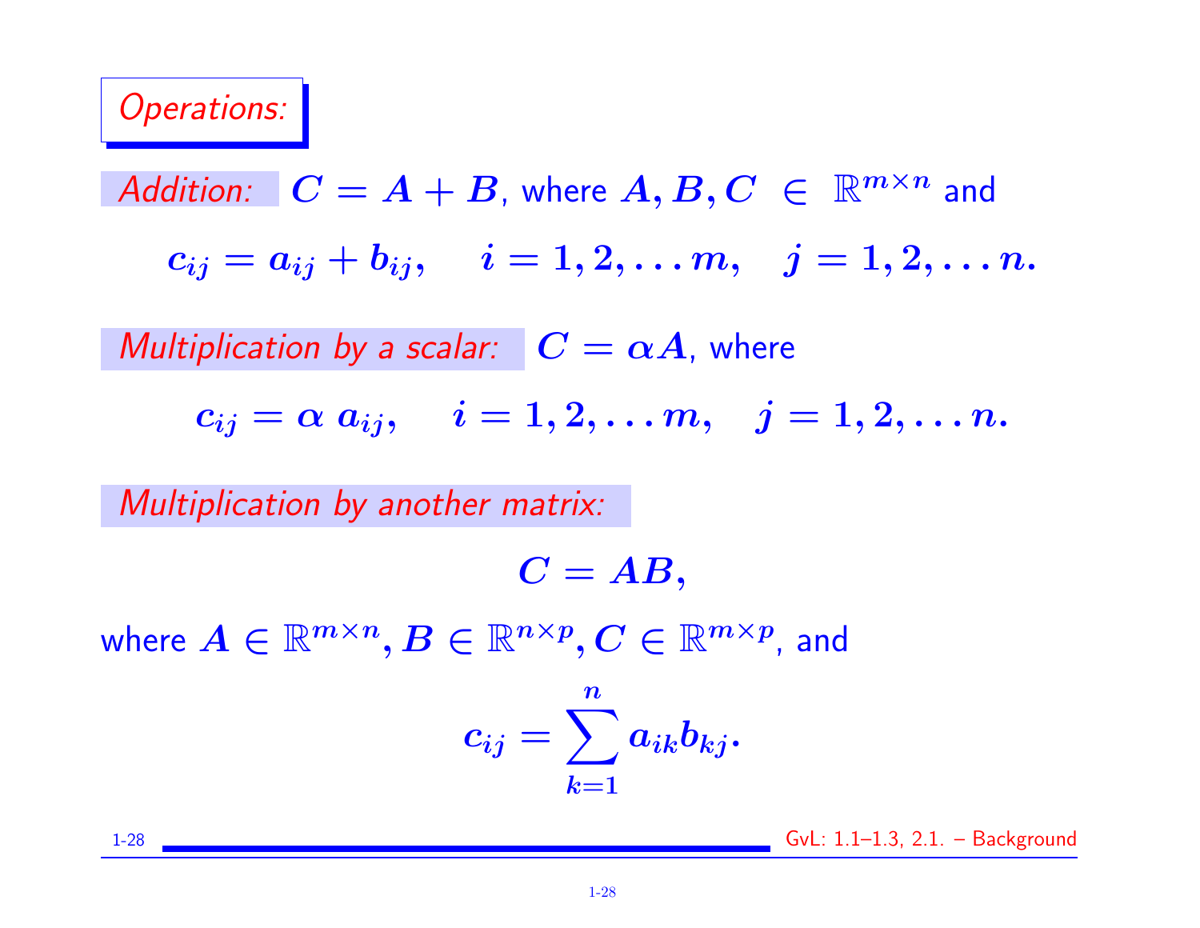## *Operations:*

*Addition:* $C = A + B$, where $A, B, C \in \mathbb{R}^{m \times n}$ and

$$c_{ij} = a_{ij} + b_{ij}, \quad i = 1, 2, \ldots m, \quad j = 1, 2, \ldots n.$$

*Multiplication by a scalar:* $C = \alpha A$, where

$$c_{ij} = \alpha \, a_{ij}, \quad i = 1, 2, \ldots m, \quad j = 1, 2, \ldots n.$$

*Multiplication by another matrix:*

$$C = AB,$$

where $A \in \mathbb{R}^{m \times n}, B \in \mathbb{R}^{n \times p}, C \in \mathbb{R}^{m \times p}$, and

$$c_{ij} = \sum_{k=1}^{n} a_{ik} b_{kj}.$$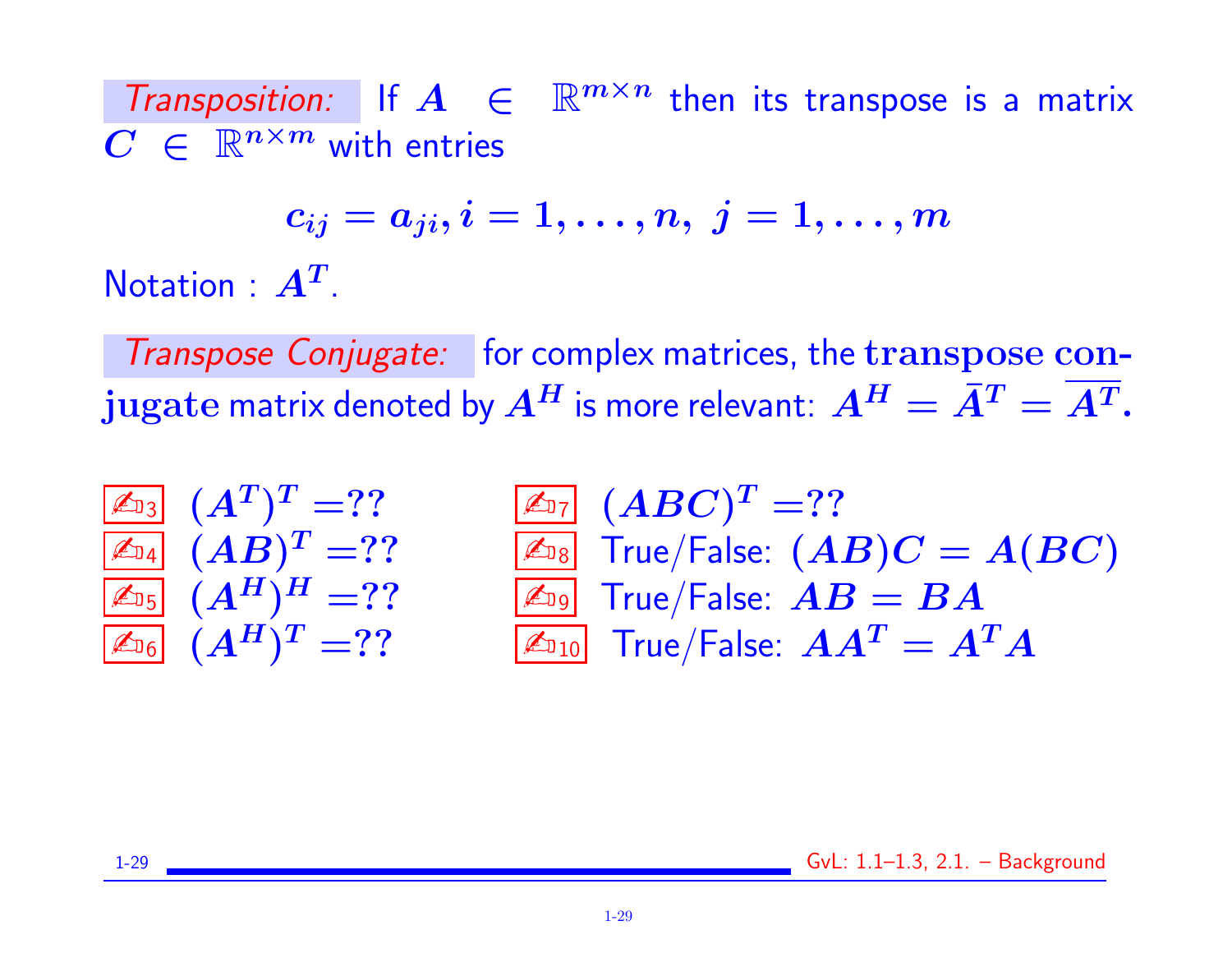*Transposition:* If $A \in \mathbb{R}^{m \times n}$ then its transpose is a matrix $C \in \mathbb{R}^{n \times m}$ with entries

$$c_{ij} = a_{ji}, i = 1, \ldots, n, \; j = 1, \ldots, m$$

Notation : $A^T$.

*Transpose Conjugate:* for complex matrices, the **transpose conjugate** matrix denoted by $A^H$ is more relevant: $A^H = \bar{A}^T = \overline{A^T}$.

- ✍3 $(A^T)^T = ??$
- ✍4 $(AB)^T = ??$
- ✍5 $(A^H)^H = ??$
- ✍6 $(A^H)^T = ??$
- ✍7 $(ABC)^T = ??$
- ✍8 True/False: $(AB)C = A(BC)$
- ✍9 True/False: $AB = BA$
- ✍10 True/False: $AA^T = A^T A$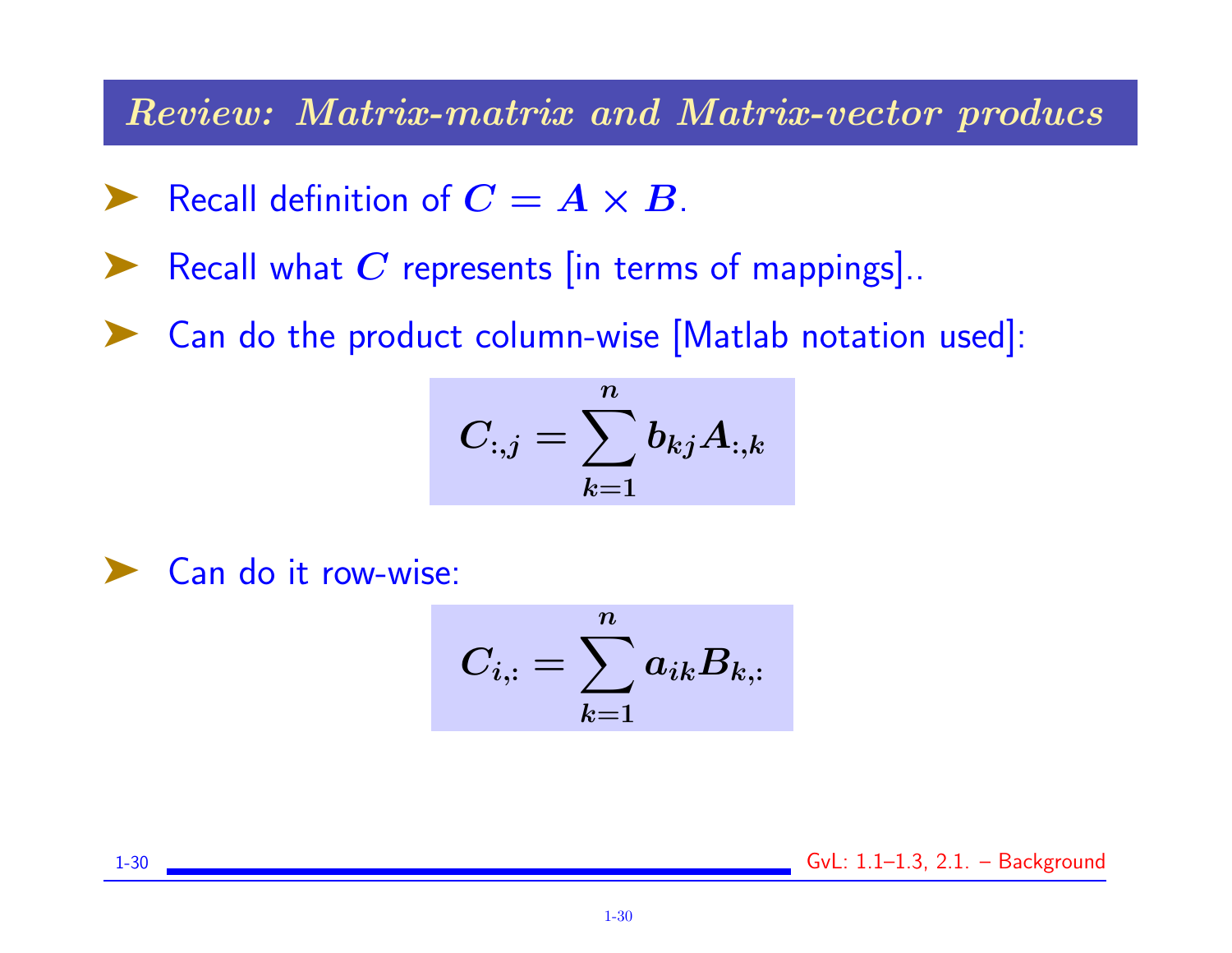## *Review: Matrix-matrix and Matrix-vector producs*

- Recall definition of $C = A \times B$.
- Recall what $C$ represents [in terms of mappings]..
- Can do the product column-wise [Matlab notation used]:

$$C_{:,j} = \sum_{k=1}^{n} b_{kj} A_{:,k}$$

- Can do it row-wise:

$$C_{i,:} = \sum_{k=1}^{n} a_{ik} B_{k,:}$$

GvL: 1.1–1.3, 2.1. – Background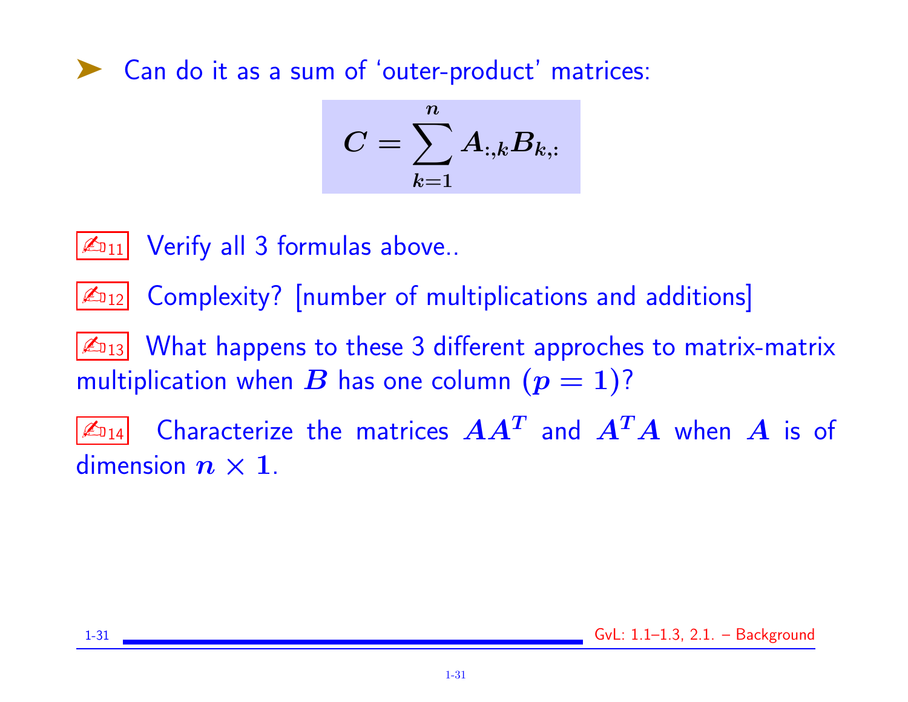➤ Can do it as a sum of 'outer-product' matrices:

$$C = \sum_{k=1}^{n} A_{:,k} B_{k,:}$$

✍11 Verify all 3 formulas above..

✍12 Complexity? [number of multiplications and additions]

✍13 What happens to these 3 different approches to matrix-matrix multiplication when $B$ has one column $(p = 1)$?

✍14 Characterize the matrices $AA^T$ and $A^TA$ when $A$ is of dimension $n \times 1$.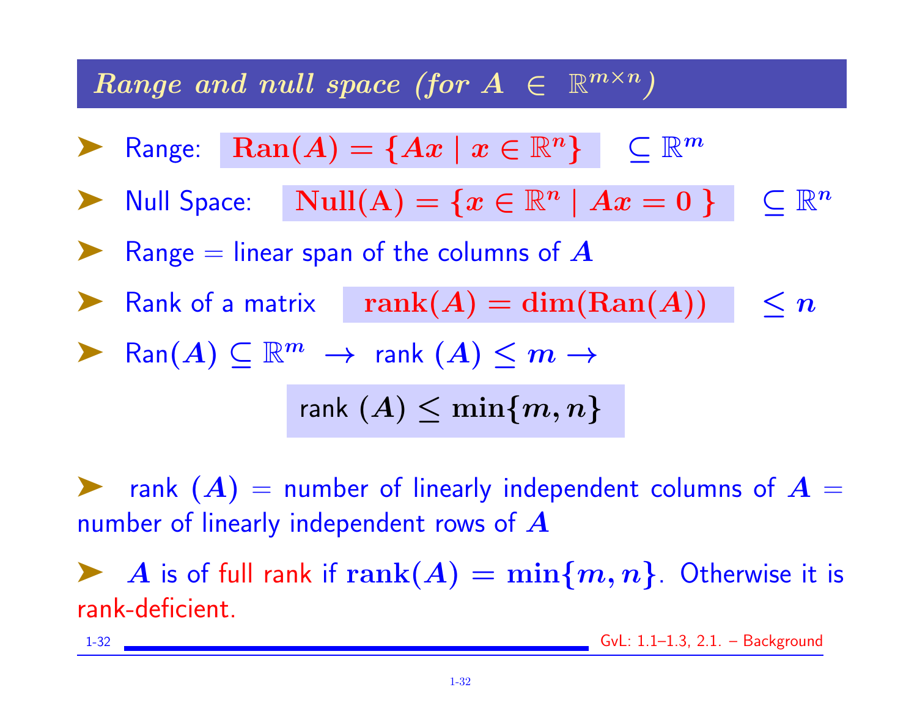## *Range and null space (for $A \in \mathbb{R}^{m\times n}$)*

- Range: $\mathbf{Ran}(A) = \{Ax \mid x \in \mathbb{R}^n\}$ $\subseteq \mathbb{R}^m$
- Null Space: $\mathbf{Null(A)} = \{x \in \mathbb{R}^n \mid Ax = 0\}$ $\subseteq \mathbb{R}^n$
- Range = linear span of the columns of $A$
- Rank of a matrix $\mathbf{rank}(A) = \mathbf{dim}(\mathbf{Ran}(A))$ $\leq n$
- Ran$(A) \subseteq \mathbb{R}^m \rightarrow$ rank $(A) \leq m \rightarrow$

$$\text{rank } (A) \leq \min\{m, n\}$$

- rank $(A)$ = number of linearly independent columns of $A$ = number of linearly independent rows of $A$
- $A$ is of full rank if $\mathbf{rank}(A) = \min\{m, n\}$. Otherwise it is rank-deficient.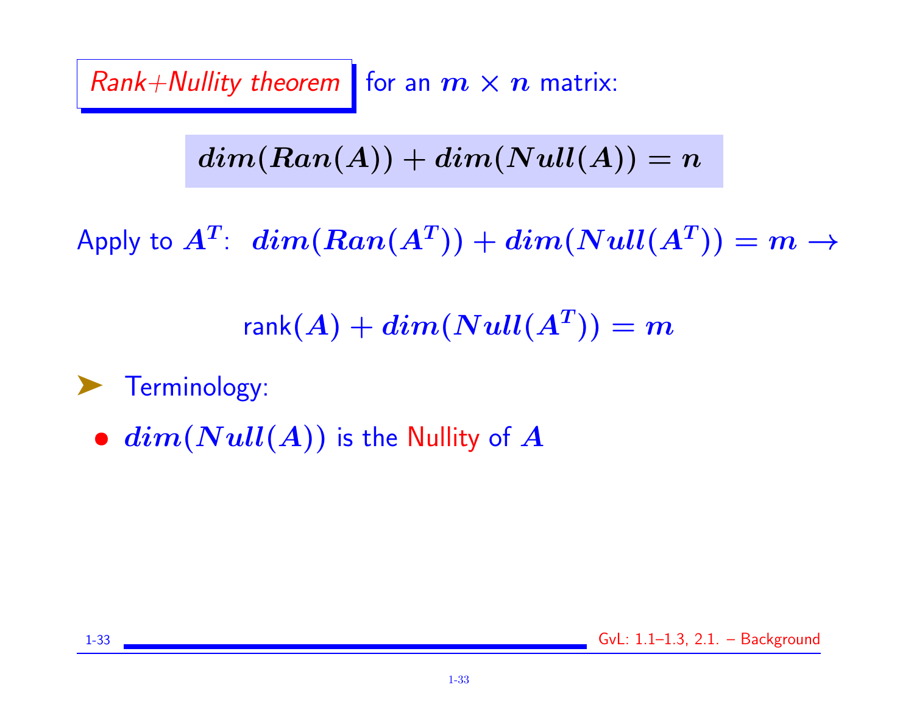*Rank+Nullity theorem* for an $m \times n$ matrix:

$$dim(Ran(A)) + dim(Null(A)) = n$$

Apply to $A^T$: $dim(Ran(A^T)) + dim(Null(A^T)) = m \rightarrow$

$$\text{rank}(A) + dim(Null(A^T)) = m$$

- Terminology:
  - $dim(Null(A))$ is the Nullity of $A$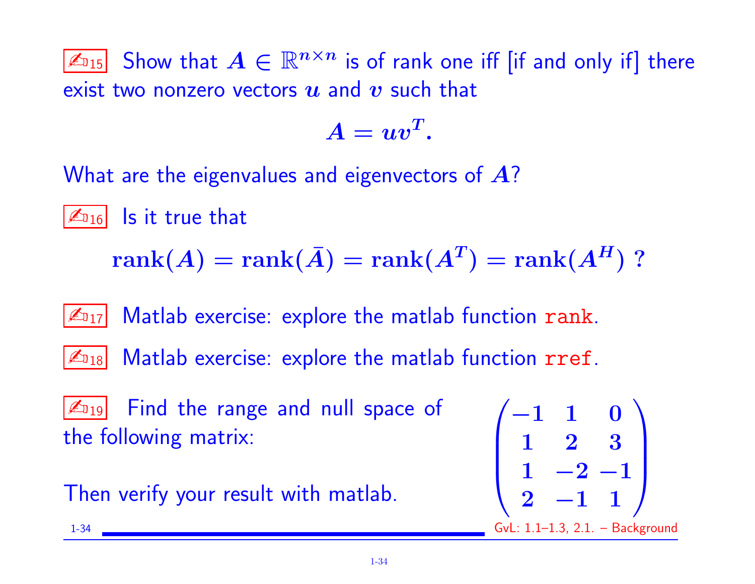✍15 Show that $A \in \mathbb{R}^{n\times n}$ is of rank one iff [if and only if] there exist two nonzero vectors $u$ and $v$ such that

$$A = uv^T.$$

What are the eigenvalues and eigenvectors of $A$?

✍16 Is it true that

$$\mathbf{rank}(A) = \mathbf{rank}(\bar{A}) = \mathbf{rank}(A^T) = \mathbf{rank}(A^H) \ ?$$

✍17 Matlab exercise: explore the matlab function `rank`.

✍18 Matlab exercise: explore the matlab function `rref`.

✍19 Find the range and null space of the following matrix:

$$\begin{pmatrix} -1 & 1 & 0 \\ 1 & 2 & 3 \\ 1 & -2 & -1 \\ 2 & -1 & 1 \end{pmatrix}$$

Then verify your result with matlab.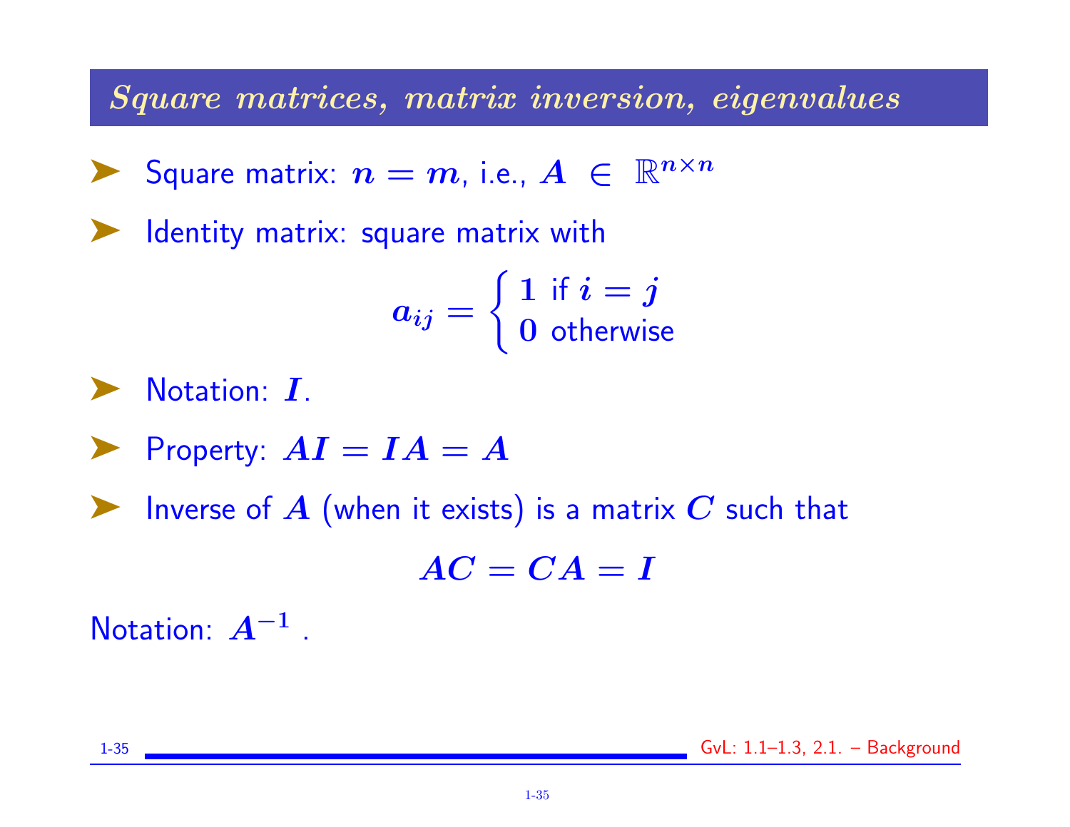## *Square matrices, matrix inversion, eigenvalues*

- Square matrix: $n = m$, i.e., $A \in \mathbb{R}^{n \times n}$
- Identity matrix: square matrix with

$$a_{ij} = \begin{cases} 1 \text{ if } i = j \\ 0 \text{ otherwise} \end{cases}$$

- Notation: $I$.
- Property: $AI = IA = A$
- Inverse of $A$ (when it exists) is a matrix $C$ such that

$$AC = CA = I$$

Notation: $A^{-1}$ .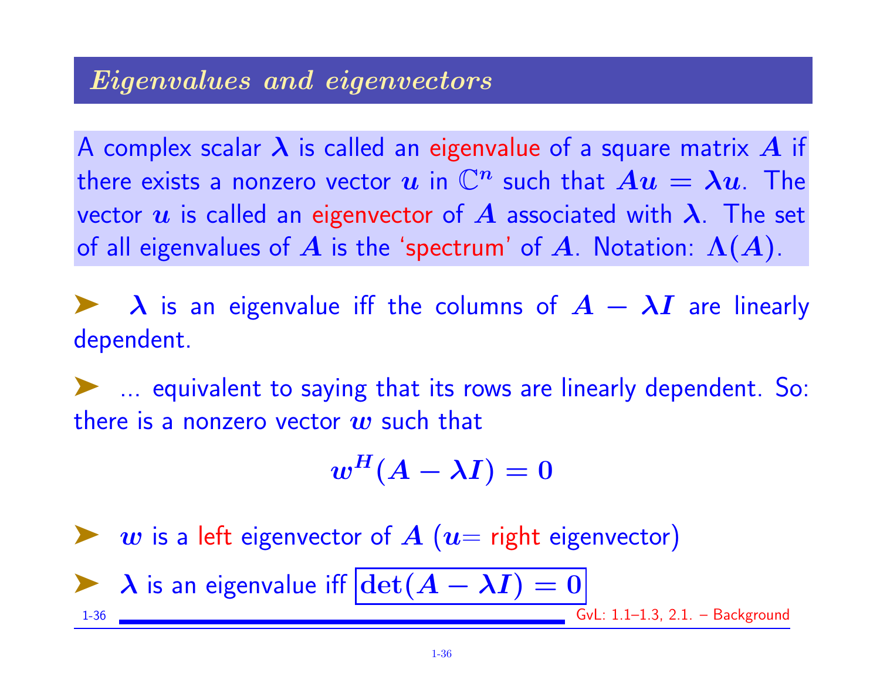## *Eigenvalues and eigenvectors*

A complex scalar $\lambda$ is called an eigenvalue of a square matrix $A$ if there exists a nonzero vector $u$ in $\mathbb{C}^n$ such that $Au = \lambda u$. The vector $u$ is called an eigenvector of $A$ associated with $\lambda$. The set of all eigenvalues of $A$ is the 'spectrum' of $A$. Notation: $\Lambda(A)$.

➤ $\lambda$ is an eigenvalue iff the columns of $A - \lambda I$ are linearly dependent.

➤ ... equivalent to saying that its rows are linearly dependent. So: there is a nonzero vector $w$ such that

$$w^H(A - \lambda I) = 0$$

➤ $w$ is a left eigenvector of $A$ ($u$= right eigenvector)

➤ $\lambda$ is an eigenvalue iff $\boxed{\det(A - \lambda I) = 0}$

GvL: 1.1–1.3, 2.1. – Background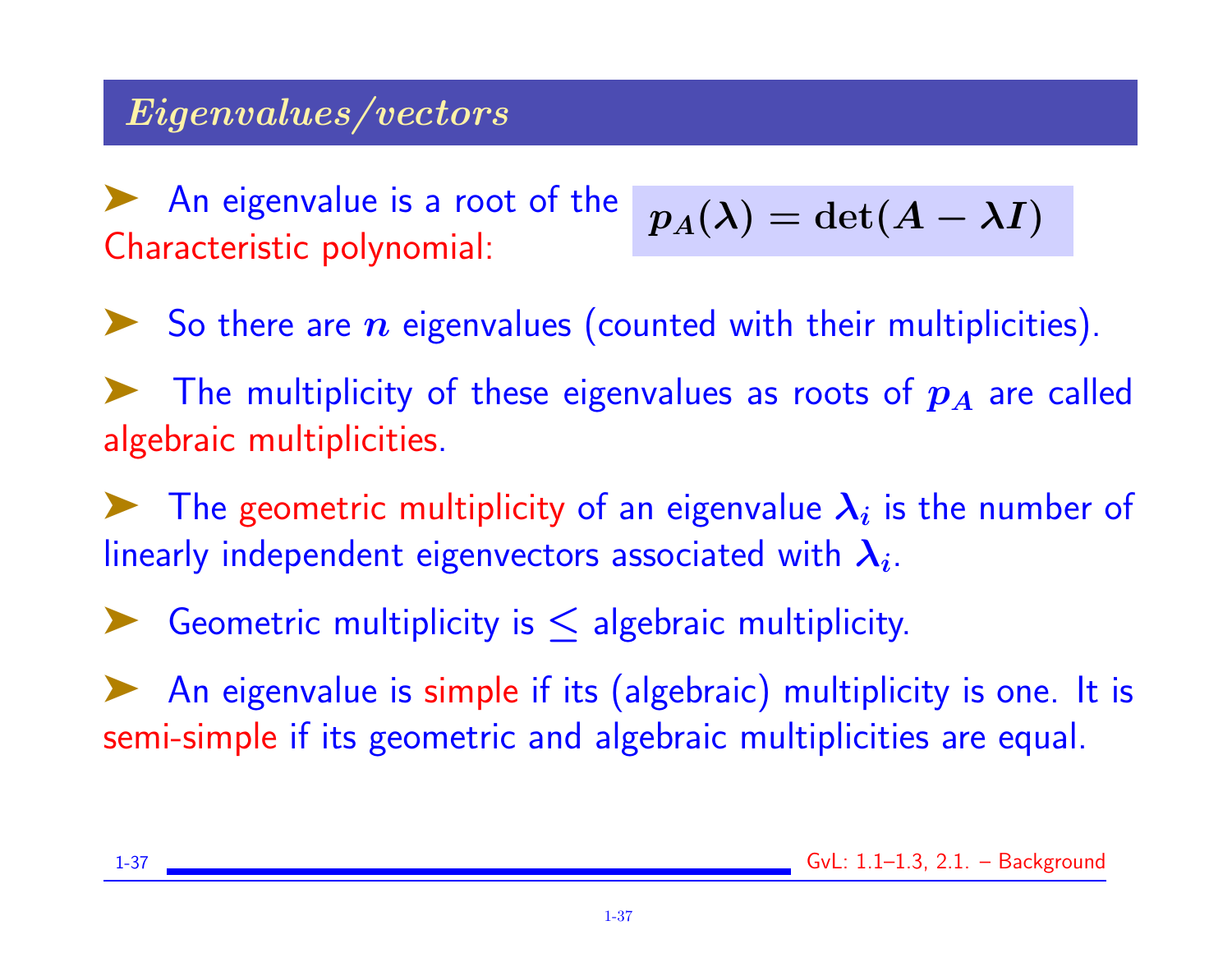## *Eigenvalues/vectors*

- An eigenvalue is a root of the Characteristic polynomial: $p_A(\lambda) = \det(A - \lambda I)$

- So there are $n$ eigenvalues (counted with their multiplicities).

- The multiplicity of these eigenvalues as roots of $p_A$ are called algebraic multiplicities.

- The geometric multiplicity of an eigenvalue $\lambda_i$ is the number of linearly independent eigenvectors associated with $\lambda_i$.

- Geometric multiplicity is $\leq$ algebraic multiplicity.

- An eigenvalue is simple if its (algebraic) multiplicity is one. It is semi-simple if its geometric and algebraic multiplicities are equal.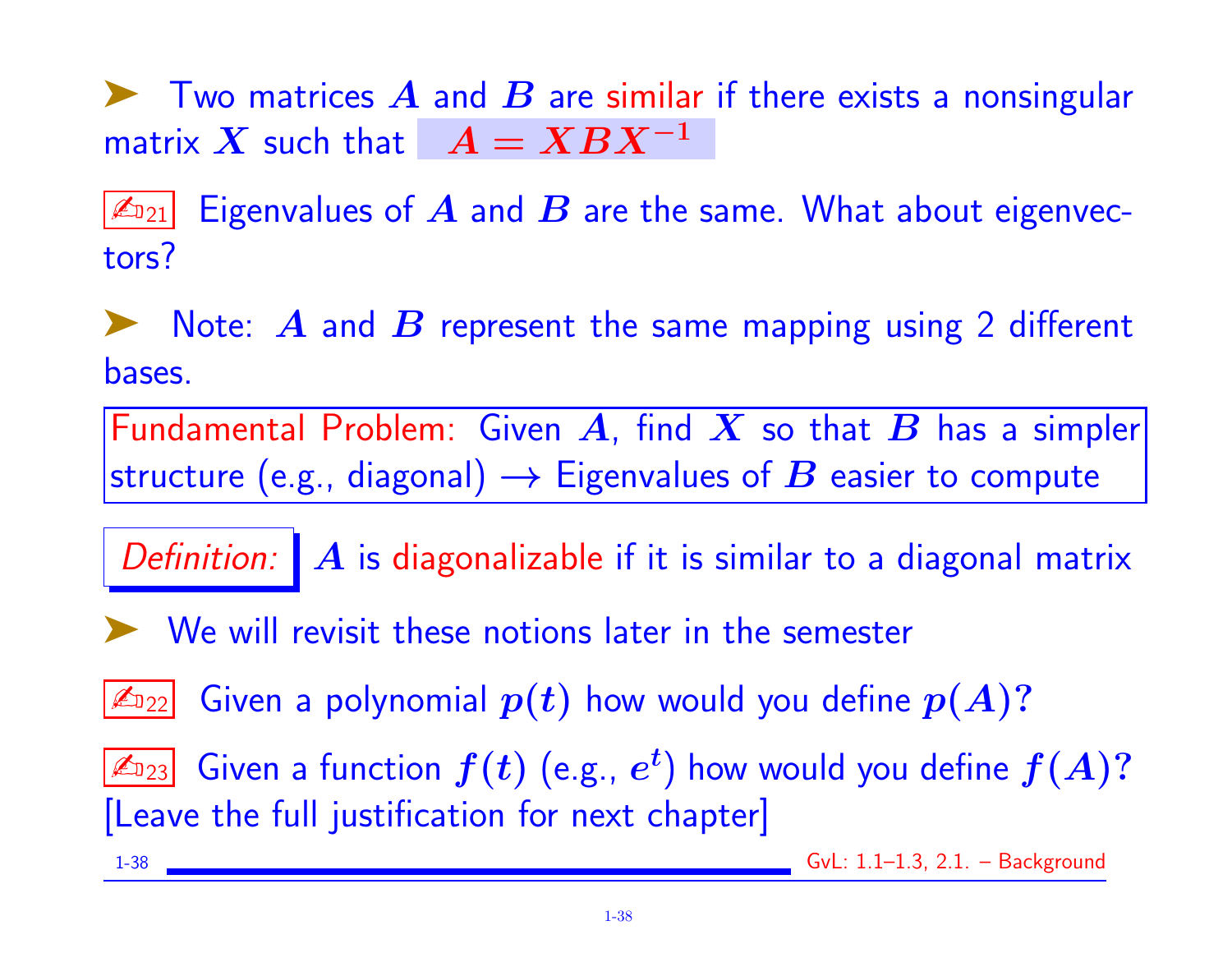➤ Two matrices $A$ and $B$ are similar if there exists a nonsingular matrix $X$ such that $A = XBX^{-1}$

✍21 Eigenvalues of $A$ and $B$ are the same. What about eigenvectors?

➤ Note: $A$ and $B$ represent the same mapping using 2 different bases.

Fundamental Problem: Given $A$, find $X$ so that $B$ has a simpler structure (e.g., diagonal) $\rightarrow$ Eigenvalues of $B$ easier to compute

*Definition:* $A$ is diagonalizable if it is similar to a diagonal matrix

➤ We will revisit these notions later in the semester

✍22 Given a polynomial $p(t)$ how would you define $p(A)$?

✍23 Given a function $f(t)$ (e.g., $e^t$) how would you define $f(A)$? [Leave the full justification for next chapter]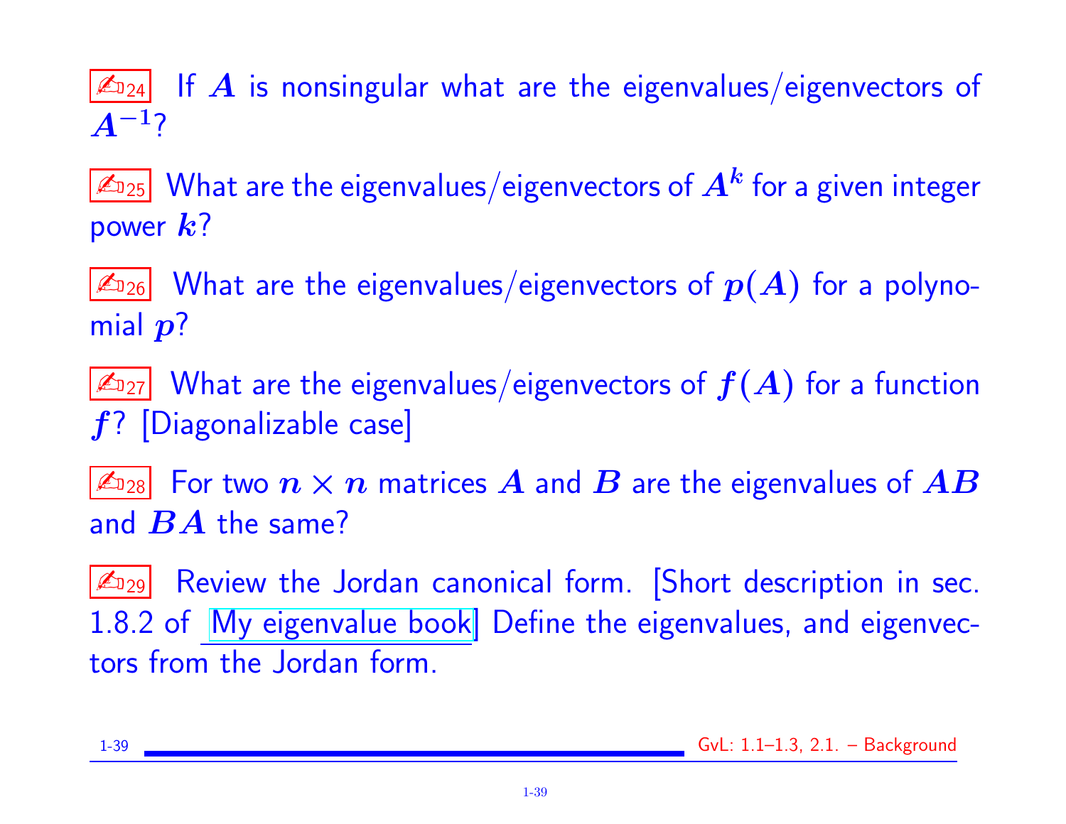✍24 If $A$ is nonsingular what are the eigenvalues/eigenvectors of $A^{-1}$?

✍25 What are the eigenvalues/eigenvectors of $A^k$ for a given integer power $k$?

✍26 What are the eigenvalues/eigenvectors of $p(A)$ for a polynomial $p$?

✍27 What are the eigenvalues/eigenvectors of $f(A)$ for a function $f$? [Diagonalizable case]

✍28 For two $n \times n$ matrices $A$ and $B$ are the eigenvalues of $AB$ and $BA$ the same?

✍29 Review the Jordan canonical form. [Short description in sec. 1.8.2 of My eigenvalue book] Define the eigenvalues, and eigenvectors from the Jordan form.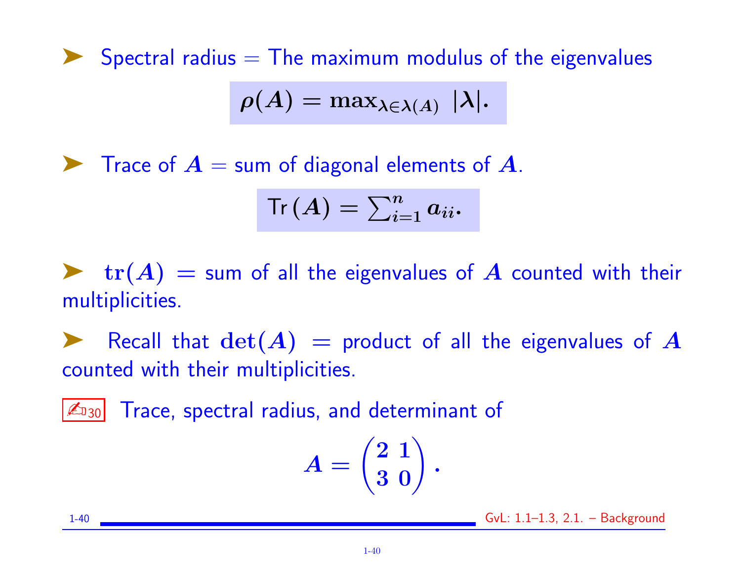➤ Spectral radius = The maximum modulus of the eigenvalues

$$\rho(A) = \max_{\lambda \in \lambda(A)} |\lambda|.$$

➤ Trace of $A$ = sum of diagonal elements of $A$.

$$\mathrm{Tr}\,(A) = \sum_{i=1}^{n} a_{ii}.$$

➤ $\mathbf{tr}(A)$ = sum of all the eigenvalues of $A$ counted with their multiplicities.

➤ Recall that $\det(A)$ = product of all the eigenvalues of $A$ counted with their multiplicities.

✍30 Trace, spectral radius, and determinant of

$$A = \begin{pmatrix} 2 & 1 \\ 3 & 0 \end{pmatrix}.$$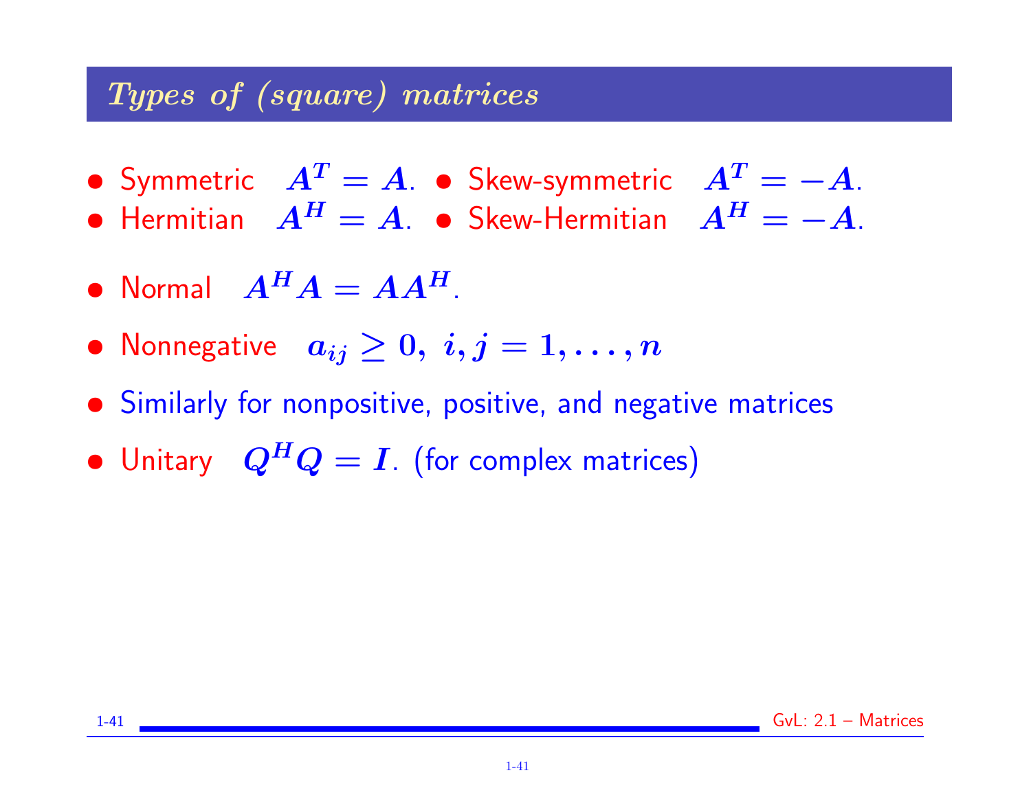## *Types of (square) matrices*

- Symmetric $A^T = A$.
- Skew-symmetric $A^T = -A$.
- Hermitian $A^H = A$.
- Skew-Hermitian $A^H = -A$.
- Normal $A^H A = A A^H$.
- Nonnegative $a_{ij} \geq 0, \; i, j = 1, \ldots, n$
- Similarly for nonpositive, positive, and negative matrices
- Unitary $Q^H Q = I$. (for complex matrices)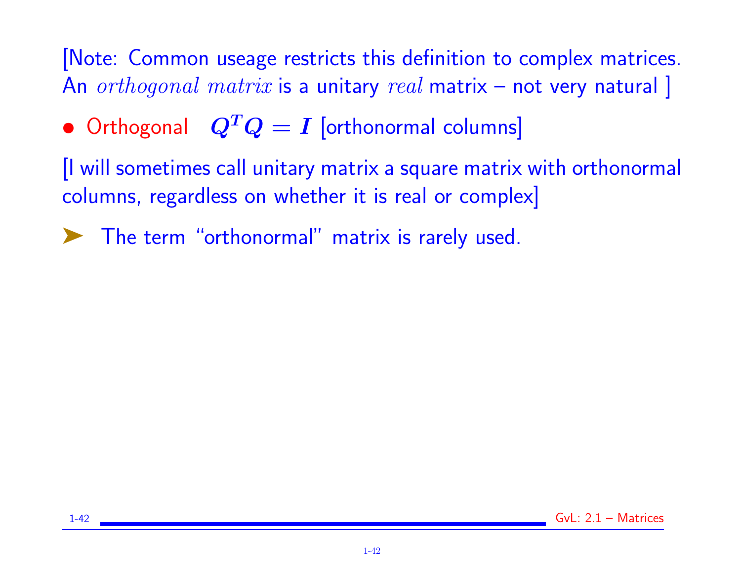[Note: Common useage restricts this definition to complex matrices. An *orthogonal matrix* is a unitary *real* matrix – not very natural ]

- Orthogonal $Q^T Q = I$ [orthonormal columns]

[I will sometimes call unitary matrix a square matrix with orthonormal columns, regardless on whether it is real or complex]

➤ The term "orthonormal" matrix is rarely used.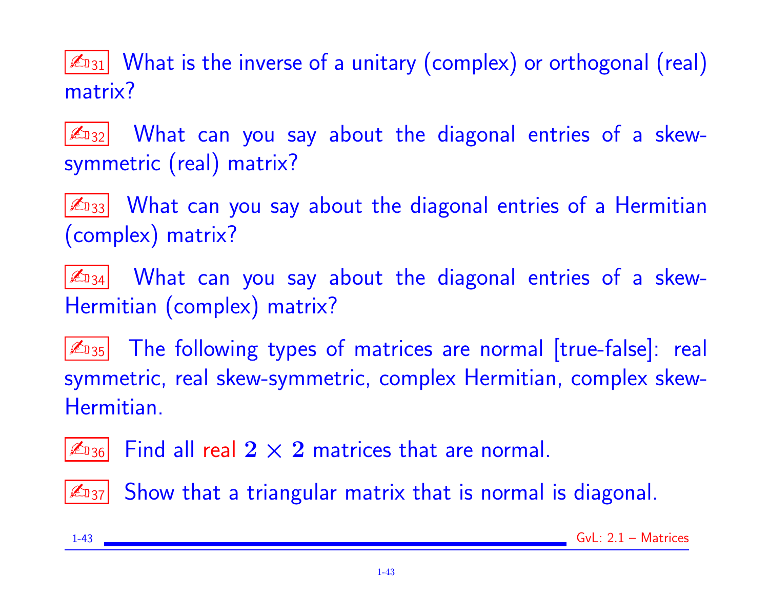✍31 What is the inverse of a unitary (complex) or orthogonal (real) matrix?

✍32 What can you say about the diagonal entries of a skew-symmetric (real) matrix?

✍33 What can you say about the diagonal entries of a Hermitian (complex) matrix?

✍34 What can you say about the diagonal entries of a skew-Hermitian (complex) matrix?

✍35 The following types of matrices are normal [true-false]: real symmetric, real skew-symmetric, complex Hermitian, complex skew-Hermitian.

✍36 Find all real $2 \times 2$ matrices that are normal.

✍37 Show that a triangular matrix that is normal is diagonal.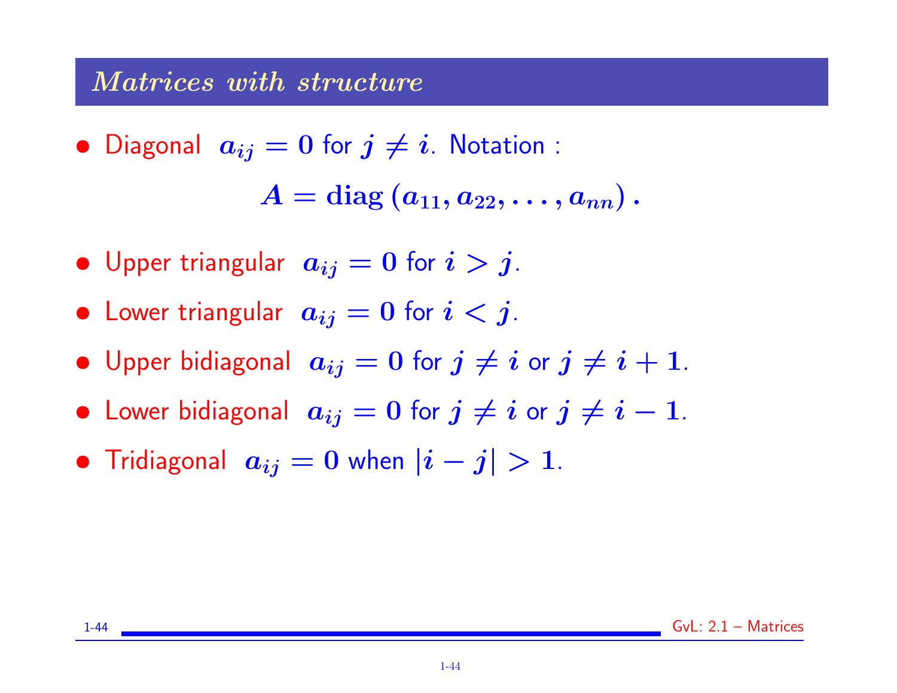## Matrices with structure

- Diagonal $a_{ij} = 0$ for $j \neq i$. Notation :

$$A = \mathbf{diag}\left(a_{11}, a_{22}, \ldots, a_{nn}\right).$$

- Upper triangular $a_{ij} = 0$ for $i > j$.
- Lower triangular $a_{ij} = 0$ for $i < j$.
- Upper bidiagonal $a_{ij} = 0$ for $j \neq i$ or $j \neq i + 1$.
- Lower bidiagonal $a_{ij} = 0$ for $j \neq i$ or $j \neq i - 1$.
- Tridiagonal $a_{ij} = 0$ when $|i - j| > 1$.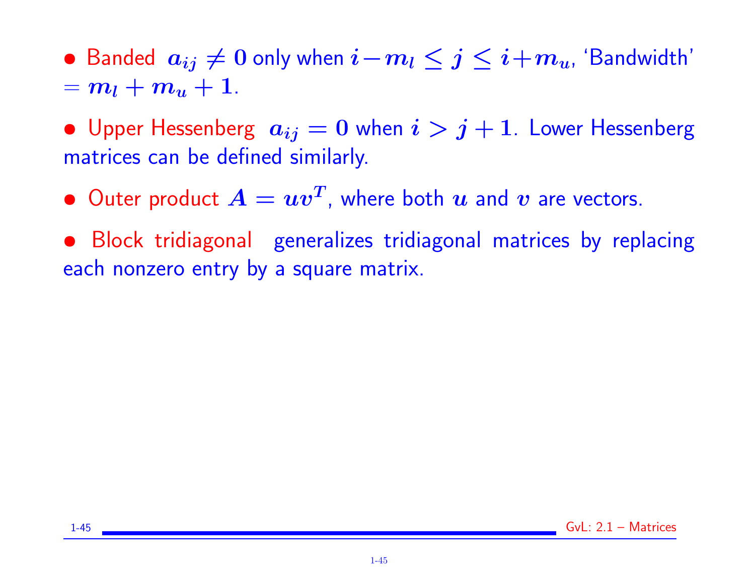- Banded $a_{ij} \neq 0$ only when $i - m_l \leq j \leq i + m_u$, 'Bandwidth' $= m_l + m_u + 1$.

- Upper Hessenberg $a_{ij} = 0$ when $i > j + 1$. Lower Hessenberg matrices can be defined similarly.

- Outer product $A = uv^T$, where both $u$ and $v$ are vectors.

- Block tridiagonal generalizes tridiagonal matrices by replacing each nonzero entry by a square matrix.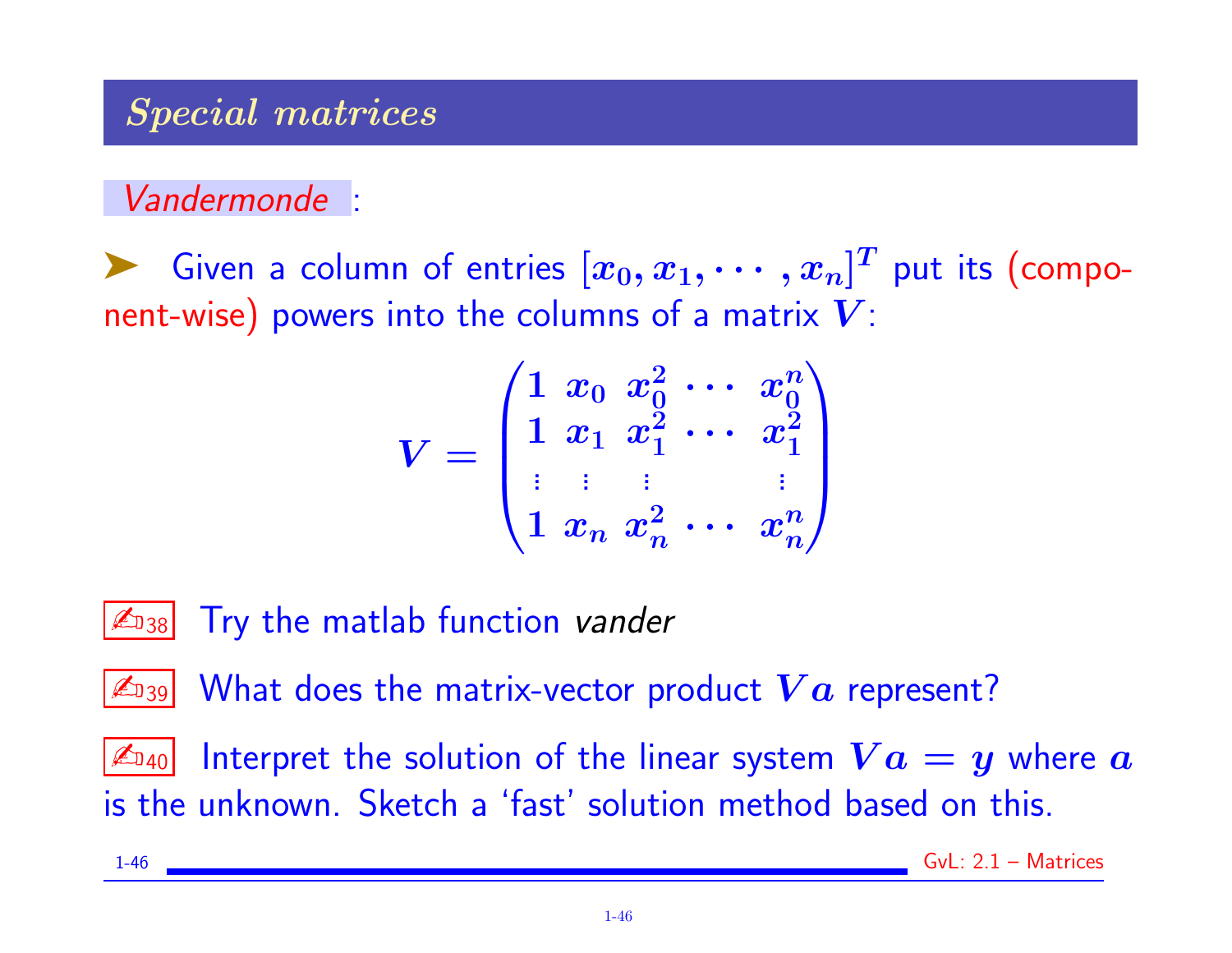## *Special matrices*

*Vandermonde* :

➤ Given a column of entries $[x_0, x_1, \cdots, x_n]^T$ put its (component-wise) powers into the columns of a matrix $V$:

$$V = \begin{pmatrix} 1 & x_0 & x_0^2 & \cdots & x_0^n \\ 1 & x_1 & x_1^2 & \cdots & x_1^2 \\ \vdots & \vdots & \vdots & & \vdots \\ 1 & x_n & x_n^2 & \cdots & x_n^n \end{pmatrix}$$

✍38 Try the matlab function *vander*

✍39 What does the matrix-vector product $Va$ represent?

✍40 Interpret the solution of the linear system $Va = y$ where $a$ is the unknown. Sketch a 'fast' solution method based on this.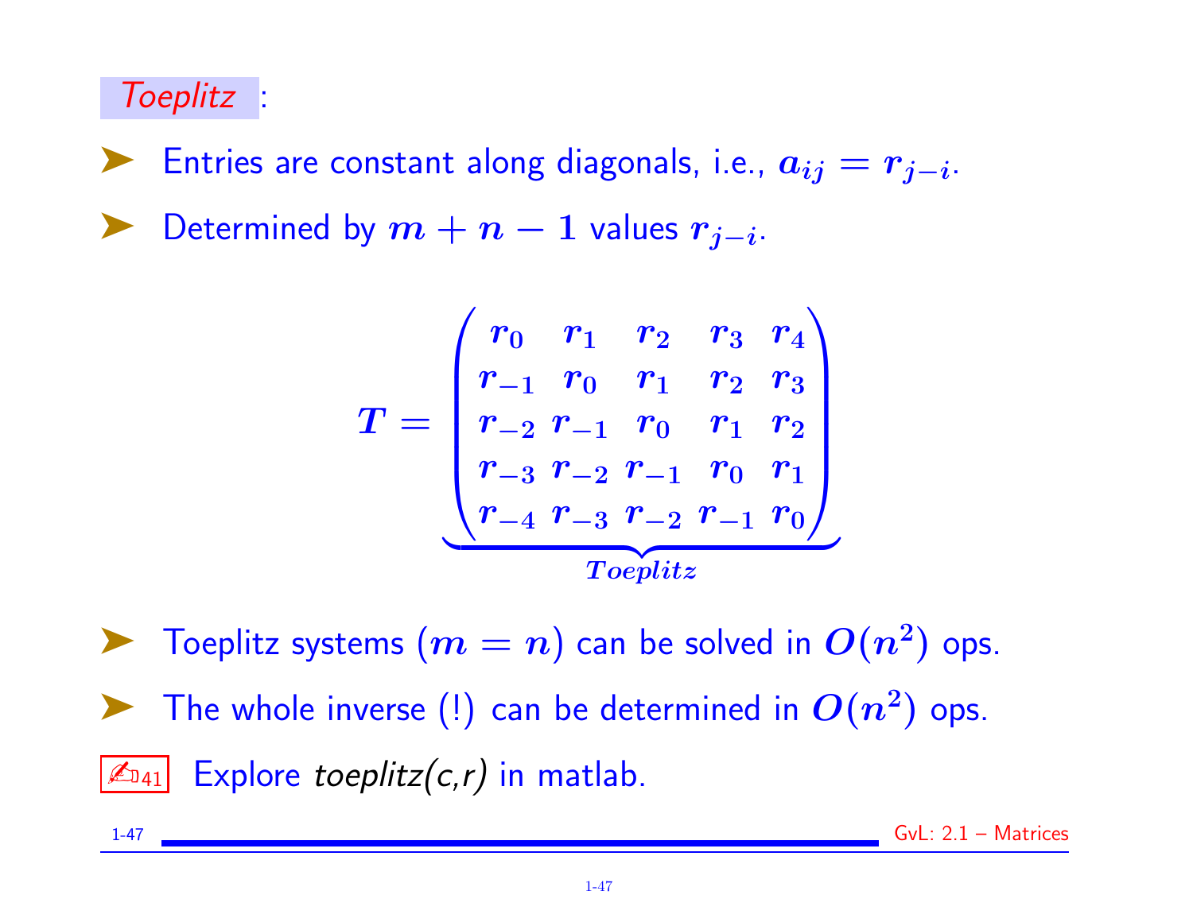## *Toeplitz* :

- Entries are constant along diagonals, i.e., $a_{ij} = r_{j-i}$.
- Determined by $m + n - 1$ values $r_{j-i}$.

$$T = \underbrace{\begin{pmatrix} r_0 & r_1 & r_2 & r_3 & r_4 \\ r_{-1} & r_0 & r_1 & r_2 & r_3 \\ r_{-2} & r_{-1} & r_0 & r_1 & r_2 \\ r_{-3} & r_{-2} & r_{-1} & r_0 & r_1 \\ r_{-4} & r_{-3} & r_{-2} & r_{-1} & r_0 \end{pmatrix}}_{Toeplitz}$$

- Toeplitz systems ($m = n$) can be solved in $O(n^2)$ ops.
- The whole inverse (!) can be determined in $O(n^2)$ ops.

✍41 Explore *toeplitz(c,r)* in matlab.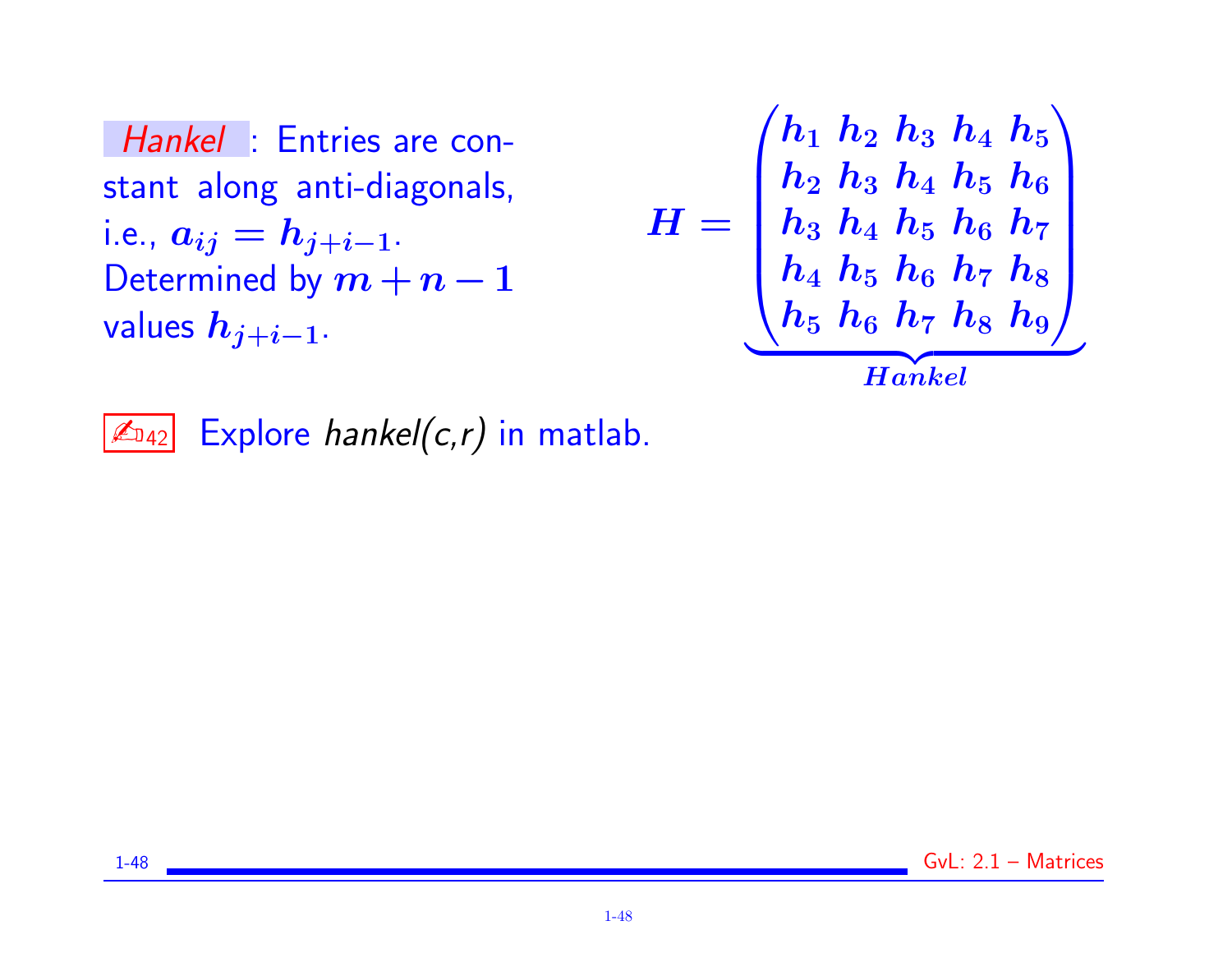*Hankel* : Entries are constant along anti-diagonals, i.e., $a_{ij} = h_{j+i-1}$. Determined by $m+n-1$ values $h_{j+i-1}$.

$$H = \underbrace{\begin{pmatrix} h_1 & h_2 & h_3 & h_4 & h_5 \\ h_2 & h_3 & h_4 & h_5 & h_6 \\ h_3 & h_4 & h_5 & h_6 & h_7 \\ h_4 & h_5 & h_6 & h_7 & h_8 \\ h_5 & h_6 & h_7 & h_8 & h_9 \end{pmatrix}}_{Hankel}$$

✍42 Explore *hankel(c,r)* in matlab.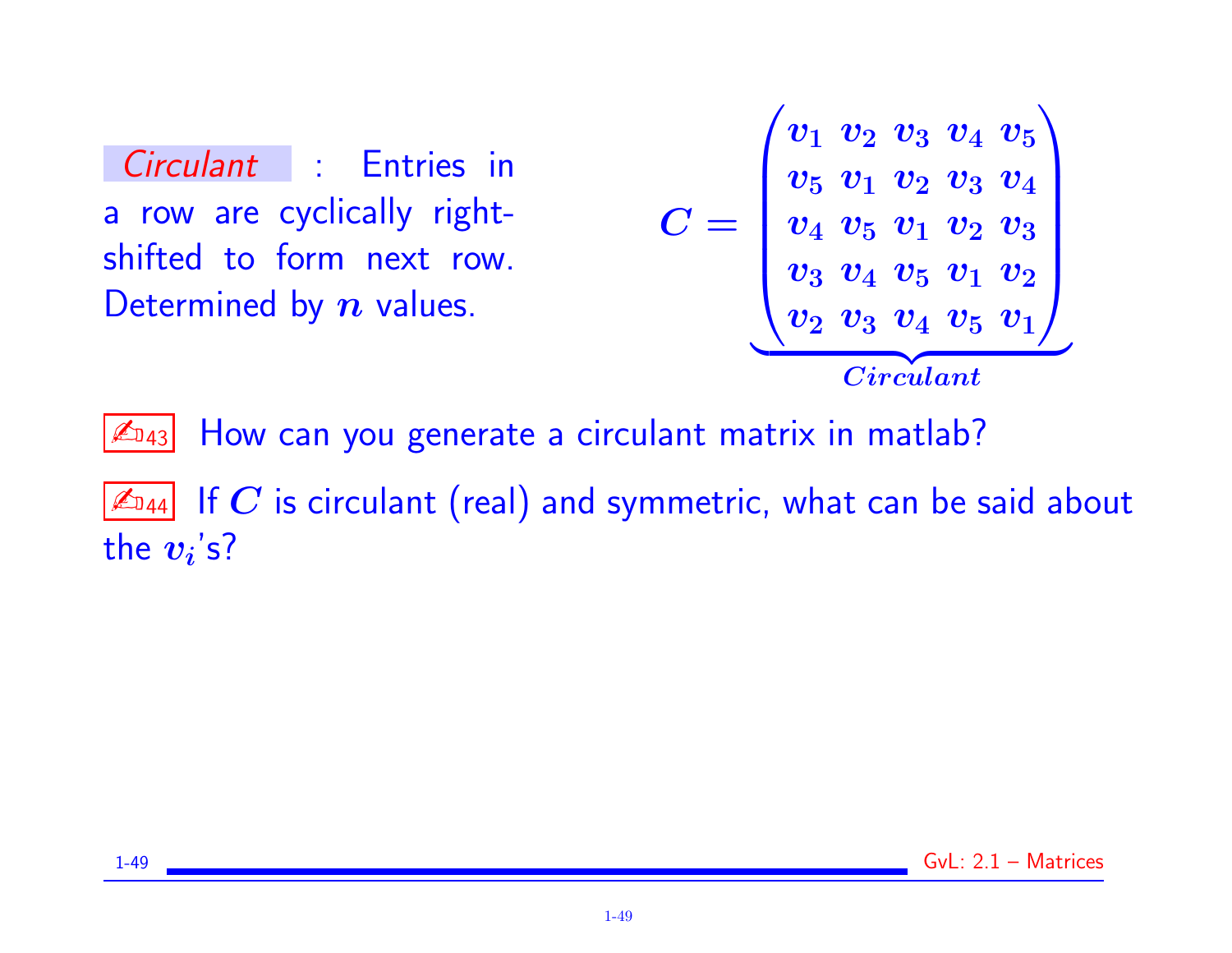*Circulant* : Entries in a row are cyclically right-shifted to form next row. Determined by $n$ values.

$$C = \underbrace{\begin{pmatrix} v_1 & v_2 & v_3 & v_4 & v_5 \\ v_5 & v_1 & v_2 & v_3 & v_4 \\ v_4 & v_5 & v_1 & v_2 & v_3 \\ v_3 & v_4 & v_5 & v_1 & v_2 \\ v_2 & v_3 & v_4 & v_5 & v_1 \end{pmatrix}}_{Circulant}$$

✍43 How can you generate a circulant matrix in matlab?

✍44 If $C$ is circulant (real) and symmetric, what can be said about the $v_i$'s?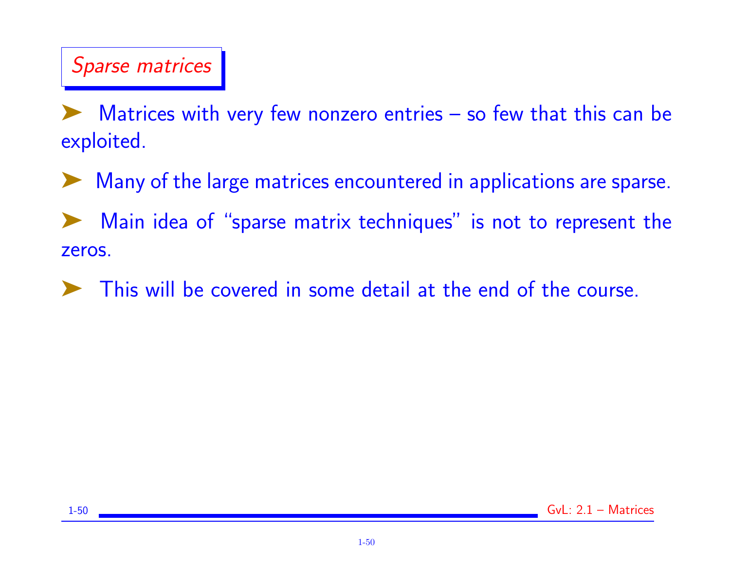## Sparse matrices

- Matrices with very few nonzero entries – so few that this can be exploited.
- Many of the large matrices encountered in applications are sparse.
- Main idea of "sparse matrix techniques" is not to represent the zeros.
- This will be covered in some detail at the end of the course.